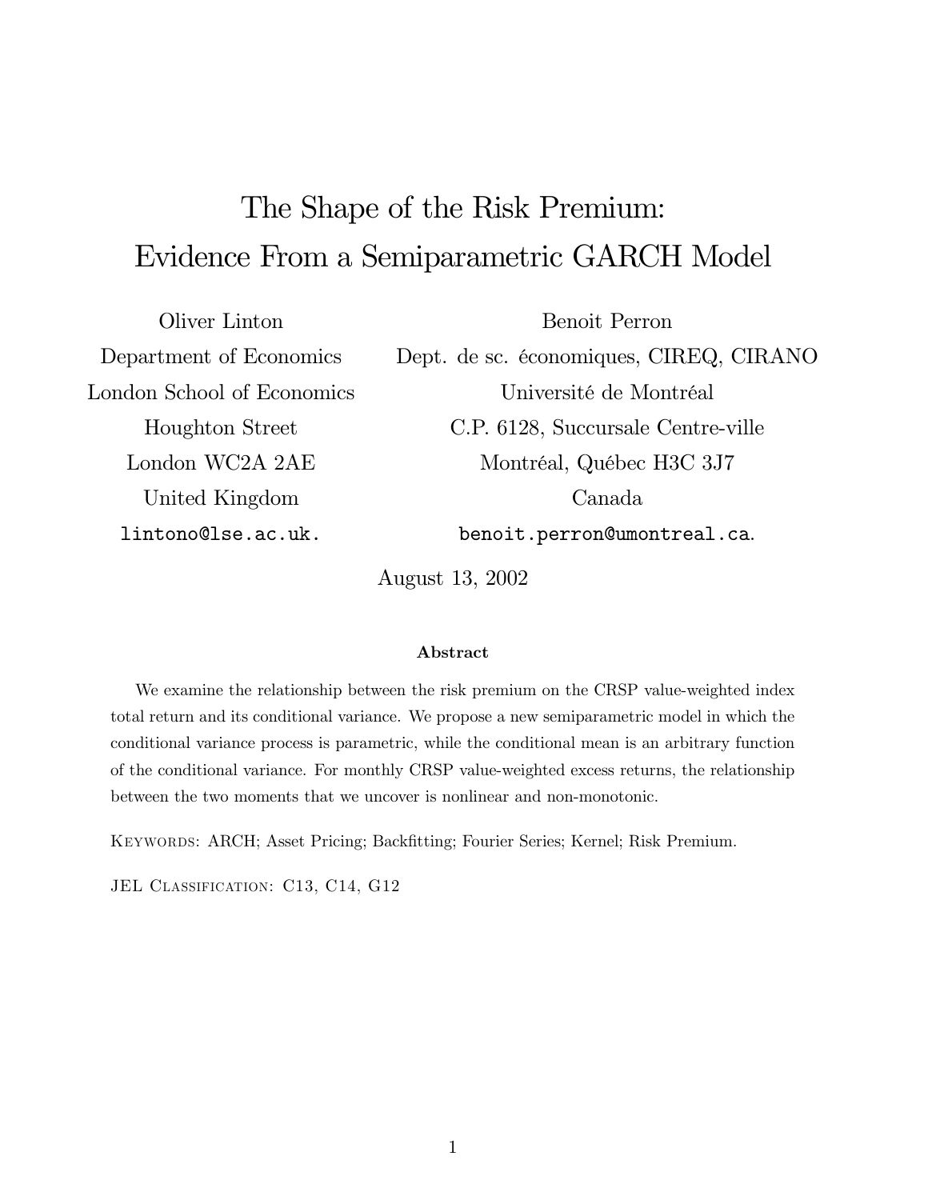# The Shape of the Risk Premium: Evidence From a Semiparametric GARCH Model

Oliver Linton
Department of Economics
London School of Economics
Houghton Street
London WC2A 2AE
United Kingdom
lintono@lse.ac.uk.

Benoit Perron
Dept. de sc. économiques, CIREQ, CIRANO
Université de Montréal
C.P. 6128, Succursale Centre-ville
Montréal, Québec H3C 3J7
Canada
benoit.perron@umontreal.ca.

August 13, 2002

### Abstract

We examine the relationship between the risk premium on the CRSP value-weighted index total return and its conditional variance. We propose a new semiparametric model in which the conditional variance process is parametric, while the conditional mean is an arbitrary function of the conditional variance. For monthly CRSP value-weighted excess returns, the relationship between the two moments that we uncover is nonlinear and non-monotonic.

Keywords: ARCH; Asset Pricing; Backfitting; Fourier Series; Kernel; Risk Premium.

JEL Classification: C13, C14, G12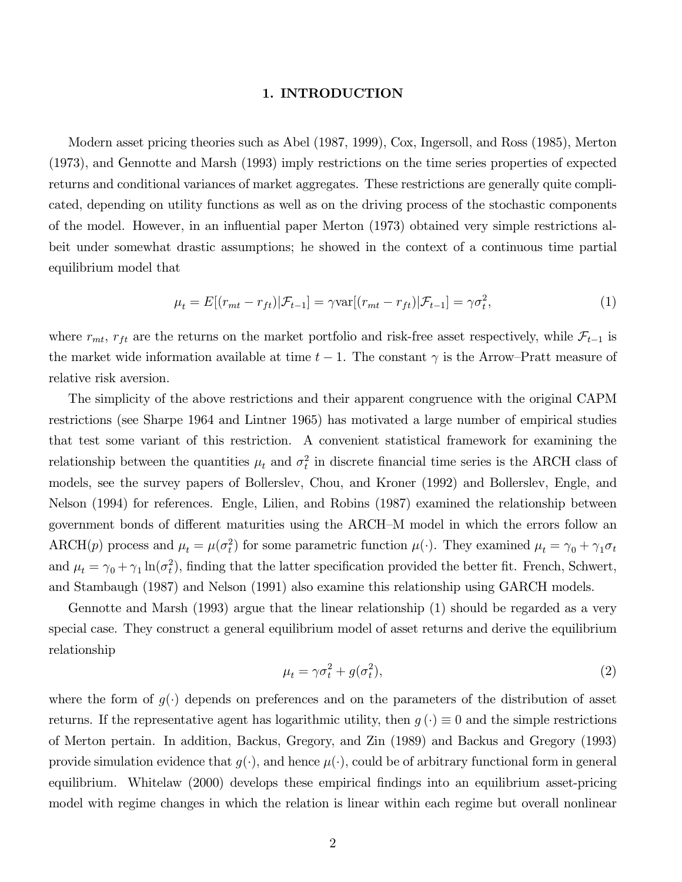# 1. INTRODUCTION

Modern asset pricing theories such as Abel (1987, 1999), Cox, Ingersoll, and Ross (1985), Merton (1973), and Gennotte and Marsh (1993) imply restrictions on the time series properties of expected returns and conditional variances of market aggregates. These restrictions are generally quite complicated, depending on utility functions as well as on the driving process of the stochastic components of the model. However, in an influential paper Merton (1973) obtained very simple restrictions albeit under somewhat drastic assumptions; he showed in the context of a continuous time partial equilibrium model that

$$\mu_t = E[(r_{mt} - r_{ft})|\mathcal{F}_{t-1}] = \gamma \text{var}[(r_{mt} - r_{ft})|\mathcal{F}_{t-1}] = \gamma \sigma_t^2, \tag{1}$$

where $r_{mt}$, $r_{ft}$ are the returns on the market portfolio and risk-free asset respectively, while $\mathcal{F}_{t-1}$ is the market wide information available at time $t-1$. The constant $\gamma$ is the Arrow–Pratt measure of relative risk aversion.

The simplicity of the above restrictions and their apparent congruence with the original CAPM restrictions (see Sharpe 1964 and Lintner 1965) has motivated a large number of empirical studies that test some variant of this restriction. A convenient statistical framework for examining the relationship between the quantities $\mu_t$ and $\sigma_t^2$ in discrete financial time series is the ARCH class of models, see the survey papers of Bollerslev, Chou, and Kroner (1992) and Bollerslev, Engle, and Nelson (1994) for references. Engle, Lilien, and Robins (1987) examined the relationship between government bonds of different maturities using the ARCH–M model in which the errors follow an ARCH($p$) process and $\mu_t = \mu(\sigma_t^2)$ for some parametric function $\mu(\cdot)$. They examined $\mu_t = \gamma_0 + \gamma_1 \sigma_t$ and $\mu_t = \gamma_0 + \gamma_1 \ln(\sigma_t^2)$, finding that the latter specification provided the better fit. French, Schwert, and Stambaugh (1987) and Nelson (1991) also examine this relationship using GARCH models.

Gennotte and Marsh (1993) argue that the linear relationship (1) should be regarded as a very special case. They construct a general equilibrium model of asset returns and derive the equilibrium relationship

$$\mu_t = \gamma \sigma_t^2 + g(\sigma_t^2), \tag{2}$$

where the form of $g(\cdot)$ depends on preferences and on the parameters of the distribution of asset returns. If the representative agent has logarithmic utility, then $g(\cdot) \equiv 0$ and the simple restrictions of Merton pertain. In addition, Backus, Gregory, and Zin (1989) and Backus and Gregory (1993) provide simulation evidence that $g(\cdot)$, and hence $\mu(\cdot)$, could be of arbitrary functional form in general equilibrium. Whitelaw (2000) develops these empirical findings into an equilibrium asset-pricing model with regime changes in which the relation is linear within each regime but overall nonlinear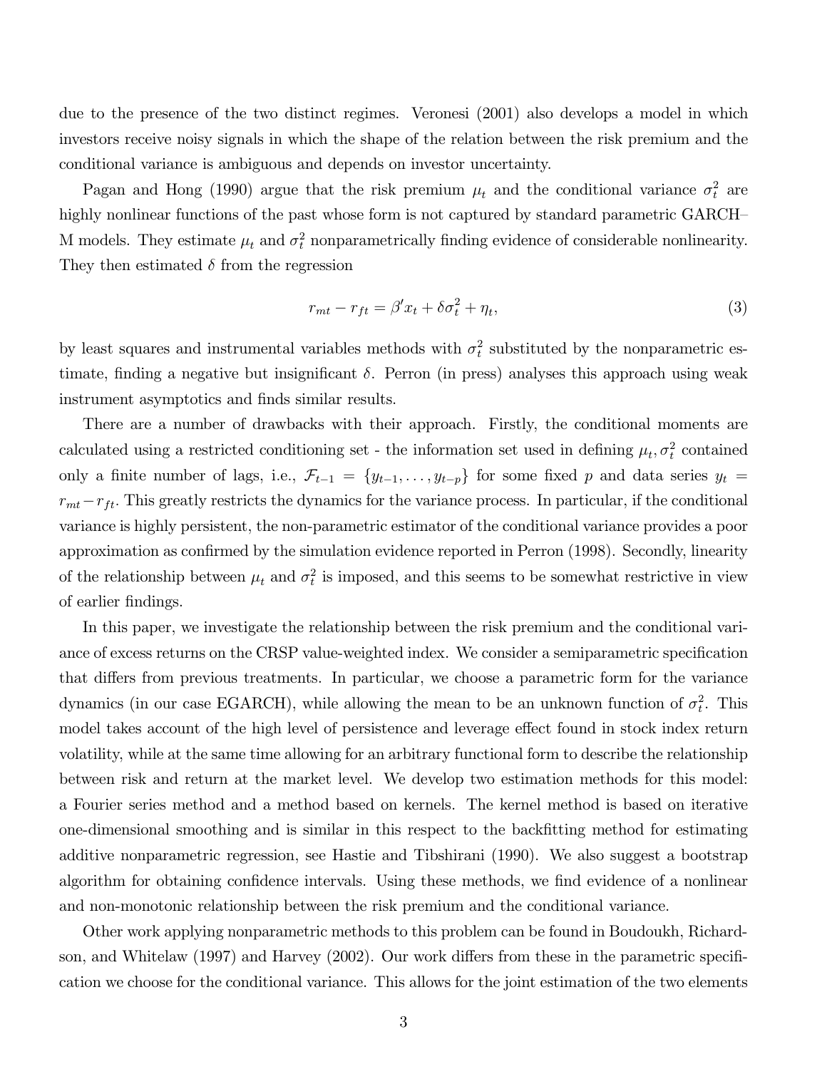due to the presence of the two distinct regimes. Veronesi (2001) also develops a model in which investors receive noisy signals in which the shape of the relation between the risk premium and the conditional variance is ambiguous and depends on investor uncertainty.

Pagan and Hong (1990) argue that the risk premium $\mu_t$ and the conditional variance $\sigma_t^2$ are highly nonlinear functions of the past whose form is not captured by standard parametric GARCH–M models. They estimate $\mu_t$ and $\sigma_t^2$ nonparametrically finding evidence of considerable nonlinearity. They then estimated $\delta$ from the regression

$$r_{mt} - r_{ft} = \beta' x_t + \delta \sigma_t^2 + \eta_t, \tag{3}$$

by least squares and instrumental variables methods with $\sigma_t^2$ substituted by the nonparametric estimate, finding a negative but insignificant $\delta$. Perron (in press) analyses this approach using weak instrument asymptotics and finds similar results.

There are a number of drawbacks with their approach. Firstly, the conditional moments are calculated using a restricted conditioning set - the information set used in defining $\mu_t, \sigma_t^2$ contained only a finite number of lags, i.e., $\mathcal{F}_{t-1} = \{y_{t-1}, \ldots, y_{t-p}\}$ for some fixed $p$ and data series $y_t = r_{mt} - r_{ft}$. This greatly restricts the dynamics for the variance process. In particular, if the conditional variance is highly persistent, the non-parametric estimator of the conditional variance provides a poor approximation as confirmed by the simulation evidence reported in Perron (1998). Secondly, linearity of the relationship between $\mu_t$ and $\sigma_t^2$ is imposed, and this seems to be somewhat restrictive in view of earlier findings.

In this paper, we investigate the relationship between the risk premium and the conditional variance of excess returns on the CRSP value-weighted index. We consider a semiparametric specification that differs from previous treatments. In particular, we choose a parametric form for the variance dynamics (in our case EGARCH), while allowing the mean to be an unknown function of $\sigma_t^2$. This model takes account of the high level of persistence and leverage effect found in stock index return volatility, while at the same time allowing for an arbitrary functional form to describe the relationship between risk and return at the market level. We develop two estimation methods for this model: a Fourier series method and a method based on kernels. The kernel method is based on iterative one-dimensional smoothing and is similar in this respect to the backfitting method for estimating additive nonparametric regression, see Hastie and Tibshirani (1990). We also suggest a bootstrap algorithm for obtaining confidence intervals. Using these methods, we find evidence of a nonlinear and non-monotonic relationship between the risk premium and the conditional variance.

Other work applying nonparametric methods to this problem can be found in Boudoukh, Richardson, and Whitelaw (1997) and Harvey (2002). Our work differs from these in the parametric specification we choose for the conditional variance. This allows for the joint estimation of the two elements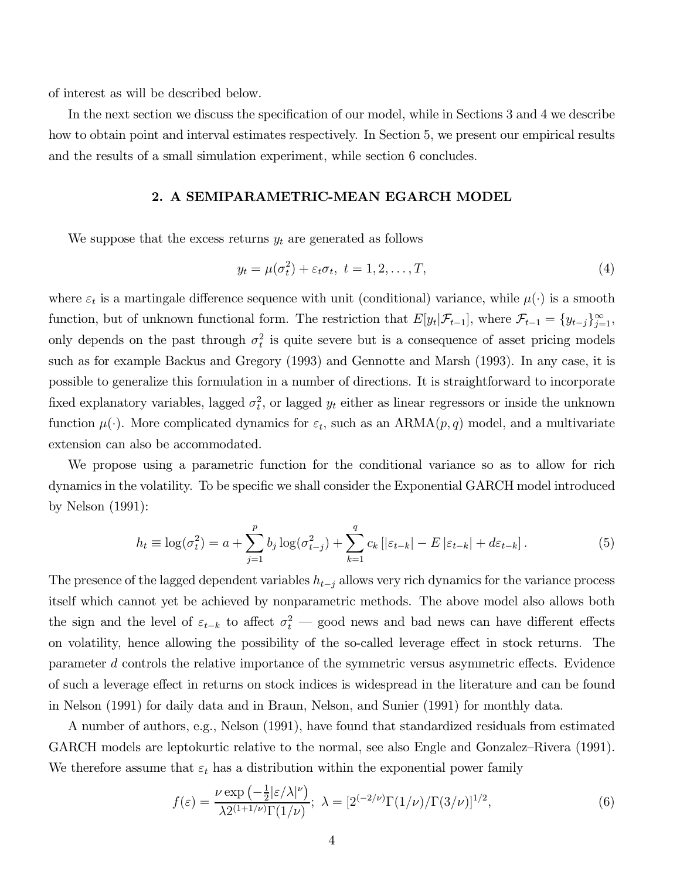of interest as will be described below.

In the next section we discuss the specification of our model, while in Sections 3 and 4 we describe how to obtain point and interval estimates respectively. In Section 5, we present our empirical results and the results of a small simulation experiment, while section 6 concludes.

## 2. A SEMIPARAMETRIC-MEAN EGARCH MODEL

We suppose that the excess returns $y_t$ are generated as follows

$$y_t = \mu(\sigma_t^2) + \varepsilon_t \sigma_t, \; t = 1, 2, \ldots, T, \tag{4}$$

where $\varepsilon_t$ is a martingale difference sequence with unit (conditional) variance, while $\mu(\cdot)$ is a smooth function, but of unknown functional form. The restriction that $E[y_t|\mathcal{F}_{t-1}]$, where $\mathcal{F}_{t-1} = \{y_{t-j}\}_{j=1}^{\infty}$, only depends on the past through $\sigma_t^2$ is quite severe but is a consequence of asset pricing models such as for example Backus and Gregory (1993) and Gennotte and Marsh (1993). In any case, it is possible to generalize this formulation in a number of directions. It is straightforward to incorporate fixed explanatory variables, lagged $\sigma_t^2$, or lagged $y_t$ either as linear regressors or inside the unknown function $\mu(\cdot)$. More complicated dynamics for $\varepsilon_t$, such as an ARMA$(p, q)$ model, and a multivariate extension can also be accommodated.

We propose using a parametric function for the conditional variance so as to allow for rich dynamics in the volatility. To be specific we shall consider the Exponential GARCH model introduced by Nelson (1991):

$$h_t \equiv \log(\sigma_t^2) = a + \sum_{j=1}^{p} b_j \log(\sigma_{t-j}^2) + \sum_{k=1}^{q} c_k \left[ |\varepsilon_{t-k}| - E\,|\varepsilon_{t-k}| + d\varepsilon_{t-k} \right]. \tag{5}$$

The presence of the lagged dependent variables $h_{t-j}$ allows very rich dynamics for the variance process itself which cannot yet be achieved by nonparametric methods. The above model also allows both the sign and the level of $\varepsilon_{t-k}$ to affect $\sigma_t^2$ — good news and bad news can have different effects on volatility, hence allowing the possibility of the so-called leverage effect in stock returns. The parameter $d$ controls the relative importance of the symmetric versus asymmetric effects. Evidence of such a leverage effect in returns on stock indices is widespread in the literature and can be found in Nelson (1991) for daily data and in Braun, Nelson, and Sunier (1991) for monthly data.

A number of authors, e.g., Nelson (1991), have found that standardized residuals from estimated GARCH models are leptokurtic relative to the normal, see also Engle and Gonzalez–Rivera (1991). We therefore assume that $\varepsilon_t$ has a distribution within the exponential power family

$$f(\varepsilon) = \frac{\nu \exp\left(-\frac{1}{2}|\varepsilon/\lambda|^{\nu}\right)}{\lambda 2^{(1+1/\nu)}\Gamma(1/\nu)}; \; \lambda = [2^{(-2/\nu)}\Gamma(1/\nu)/\Gamma(3/\nu)]^{1/2}, \tag{6}$$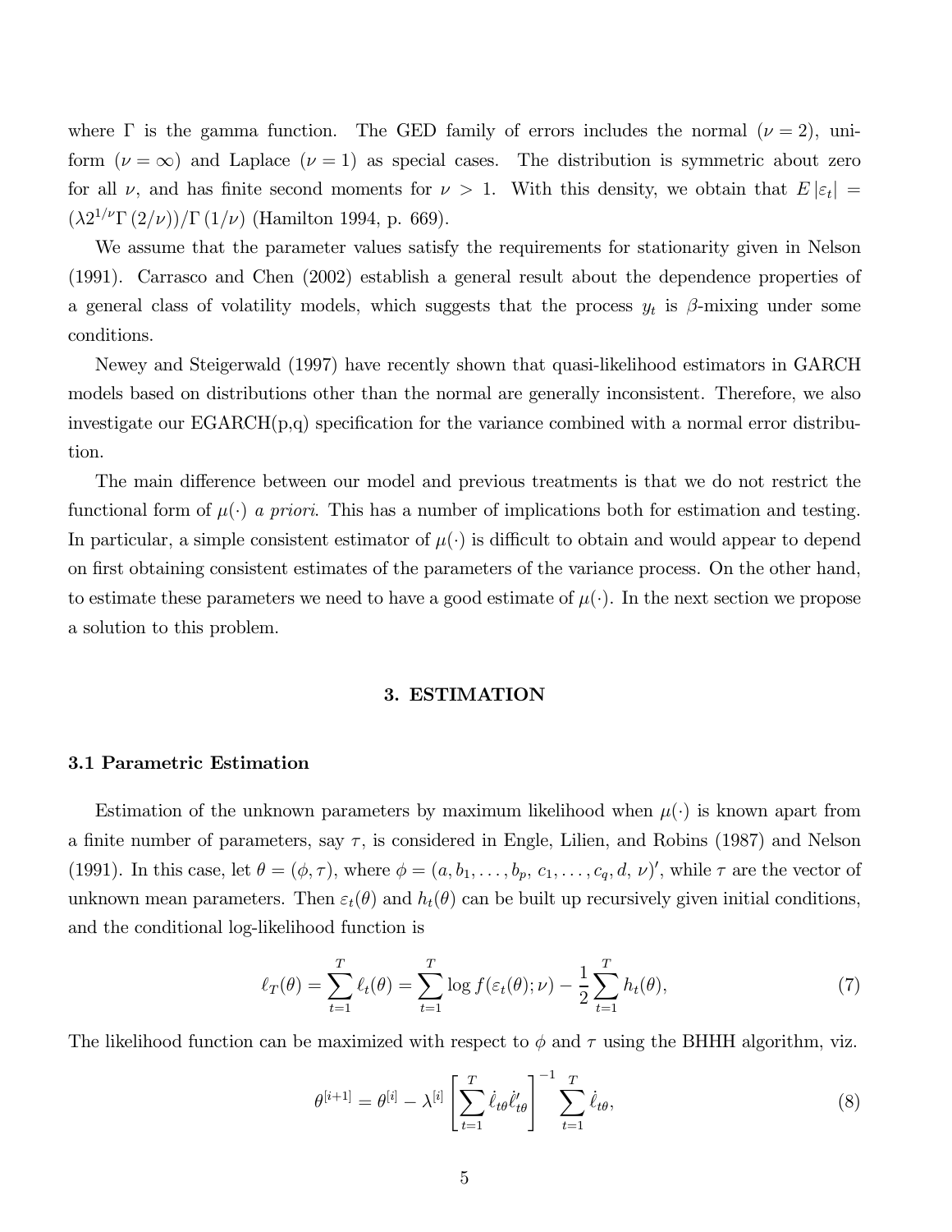where $\Gamma$ is the gamma function. The GED family of errors includes the normal ($\nu = 2$), uniform ($\nu = \infty$) and Laplace ($\nu = 1$) as special cases. The distribution is symmetric about zero for all $\nu$, and has finite second moments for $\nu > 1$. With this density, we obtain that $E\left|\varepsilon_t\right| = (\lambda 2^{1/\nu}\Gamma\left(2/\nu\right))/\Gamma\left(1/\nu\right)$ (Hamilton 1994, p. 669).

We assume that the parameter values satisfy the requirements for stationarity given in Nelson (1991). Carrasco and Chen (2002) establish a general result about the dependence properties of a general class of volatility models, which suggests that the process $y_t$ is $\beta$-mixing under some conditions.

Newey and Steigerwald (1997) have recently shown that quasi-likelihood estimators in GARCH models based on distributions other than the normal are generally inconsistent. Therefore, we also investigate our EGARCH(p,q) specification for the variance combined with a normal error distribution.

The main difference between our model and previous treatments is that we do not restrict the functional form of $\mu(\cdot)$ *a priori*. This has a number of implications both for estimation and testing. In particular, a simple consistent estimator of $\mu(\cdot)$ is difficult to obtain and would appear to depend on first obtaining consistent estimates of the parameters of the variance process. On the other hand, to estimate these parameters we need to have a good estimate of $\mu(\cdot)$. In the next section we propose a solution to this problem.

## 3. ESTIMATION

### 3.1 Parametric Estimation

Estimation of the unknown parameters by maximum likelihood when $\mu(\cdot)$ is known apart from a finite number of parameters, say $\tau$, is considered in Engle, Lilien, and Robins (1987) and Nelson (1991). In this case, let $\theta = (\phi, \tau)$, where $\phi = (a, b_1, \ldots, b_p,\, c_1, \ldots, c_q, d,\, \nu)'$, while $\tau$ are the vector of unknown mean parameters. Then $\varepsilon_t(\theta)$ and $h_t(\theta)$ can be built up recursively given initial conditions, and the conditional log-likelihood function is

$$\ell_T(\theta) = \sum_{t=1}^{T} \ell_t(\theta) = \sum_{t=1}^{T} \log f(\varepsilon_t(\theta); \nu) - \frac{1}{2}\sum_{t=1}^{T} h_t(\theta), \tag{7}$$

The likelihood function can be maximized with respect to $\phi$ and $\tau$ using the BHHH algorithm, viz.

$$\theta^{[i+1]} = \theta^{[i]} - \lambda^{[i]} \left[\sum_{t=1}^{T} \dot{\ell}_{t\theta}\dot{\ell}_{t\theta}'\right]^{-1} \sum_{t=1}^{T} \dot{\ell}_{t\theta}, \tag{8}$$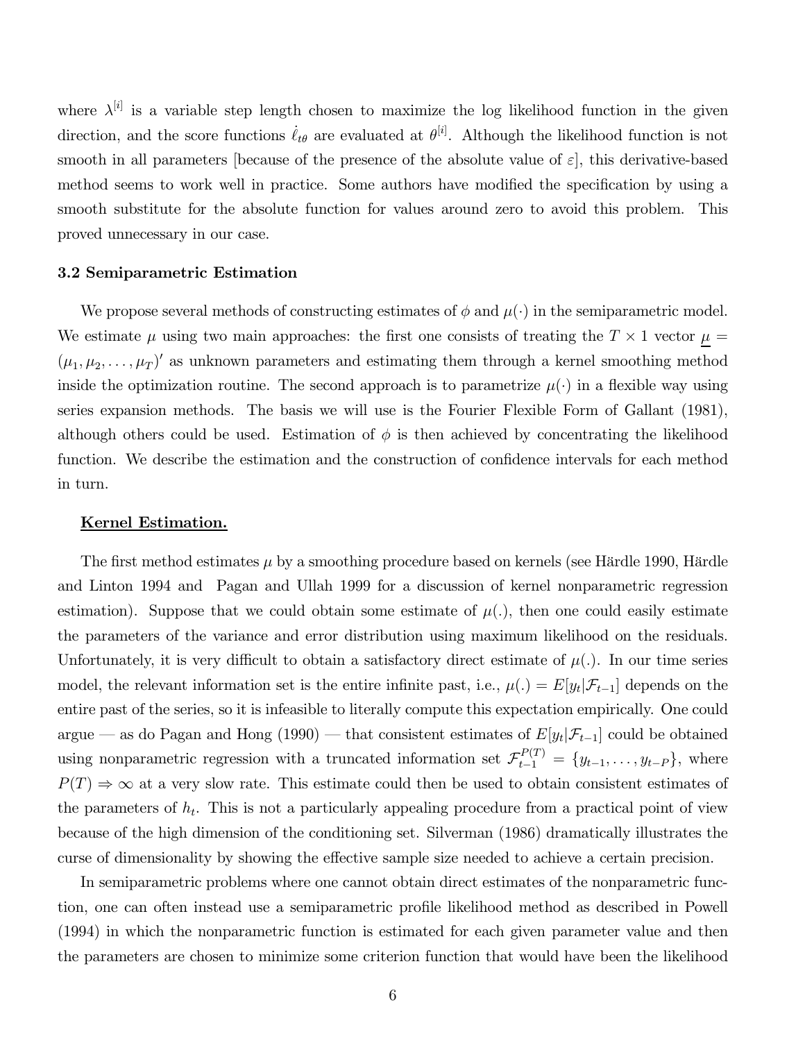where $\lambda^{[i]}$ is a variable step length chosen to maximize the log likelihood function in the given direction, and the score functions $\dot{\ell}_{t\theta}$ are evaluated at $\theta^{[i]}$. Although the likelihood function is not smooth in all parameters [because of the presence of the absolute value of $\varepsilon$], this derivative-based method seems to work well in practice. Some authors have modified the specification by using a smooth substitute for the absolute function for values around zero to avoid this problem. This proved unnecessary in our case.

### 3.2 Semiparametric Estimation

We propose several methods of constructing estimates of $\phi$ and $\mu(\cdot)$ in the semiparametric model. We estimate $\mu$ using two main approaches: the first one consists of treating the $T \times 1$ vector $\underline{\mu} = (\mu_1, \mu_2, \ldots, \mu_T)'$ as unknown parameters and estimating them through a kernel smoothing method inside the optimization routine. The second approach is to parametrize $\mu(\cdot)$ in a flexible way using series expansion methods. The basis we will use is the Fourier Flexible Form of Gallant (1981), although others could be used. Estimation of $\phi$ is then achieved by concentrating the likelihood function. We describe the estimation and the construction of confidence intervals for each method in turn.

**Kernel Estimation.**

The first method estimates $\mu$ by a smoothing procedure based on kernels (see Härdle 1990, Härdle and Linton 1994 and Pagan and Ullah 1999 for a discussion of kernel nonparametric regression estimation). Suppose that we could obtain some estimate of $\mu(.)$, then one could easily estimate the parameters of the variance and error distribution using maximum likelihood on the residuals. Unfortunately, it is very difficult to obtain a satisfactory direct estimate of $\mu(.)$. In our time series model, the relevant information set is the entire infinite past, i.e., $\mu(.) = E[y_t|\mathcal{F}_{t-1}]$ depends on the entire past of the series, so it is infeasible to literally compute this expectation empirically. One could argue — as do Pagan and Hong (1990) — that consistent estimates of $E[y_t|\mathcal{F}_{t-1}]$ could be obtained using nonparametric regression with a truncated information set $\mathcal{F}_{t-1}^{P(T)} = \{y_{t-1}, \ldots, y_{t-P}\}$, where $P(T) \Rightarrow \infty$ at a very slow rate. This estimate could then be used to obtain consistent estimates of the parameters of $h_t$. This is not a particularly appealing procedure from a practical point of view because of the high dimension of the conditioning set. Silverman (1986) dramatically illustrates the curse of dimensionality by showing the effective sample size needed to achieve a certain precision.

In semiparametric problems where one cannot obtain direct estimates of the nonparametric function, one can often instead use a semiparametric profile likelihood method as described in Powell (1994) in which the nonparametric function is estimated for each given parameter value and then the parameters are chosen to minimize some criterion function that would have been the likelihood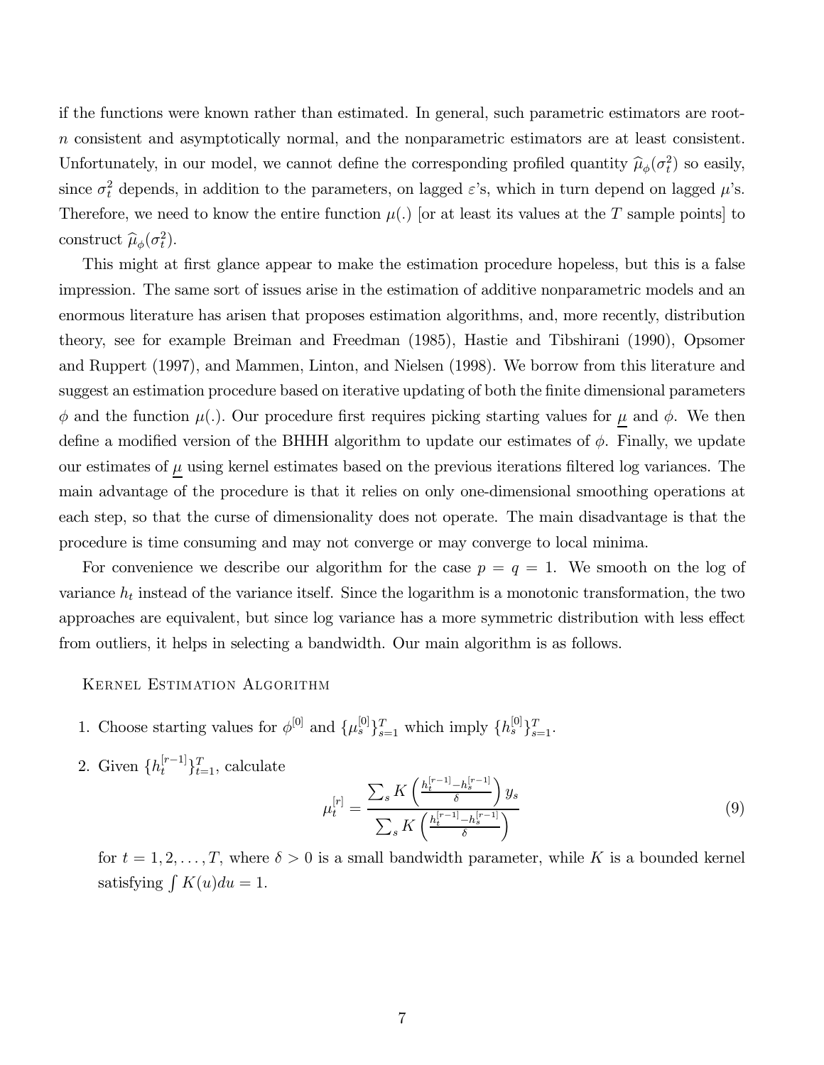if the functions were known rather than estimated. In general, such parametric estimators are root-$n$ consistent and asymptotically normal, and the nonparametric estimators are at least consistent. Unfortunately, in our model, we cannot define the corresponding profiled quantity $\widehat{\mu}_\phi(\sigma_t^2)$ so easily, since $\sigma_t^2$ depends, in addition to the parameters, on lagged $\varepsilon$'s, which in turn depend on lagged $\mu$'s. Therefore, we need to know the entire function $\mu(.)$ [or at least its values at the $T$ sample points] to construct $\widehat{\mu}_\phi(\sigma_t^2)$.

This might at first glance appear to make the estimation procedure hopeless, but this is a false impression. The same sort of issues arise in the estimation of additive nonparametric models and an enormous literature has arisen that proposes estimation algorithms, and, more recently, distribution theory, see for example Breiman and Freedman (1985), Hastie and Tibshirani (1990), Opsomer and Ruppert (1997), and Mammen, Linton, and Nielsen (1998). We borrow from this literature and suggest an estimation procedure based on iterative updating of both the finite dimensional parameters $\phi$ and the function $\mu(.)$. Our procedure first requires picking starting values for $\underline{\mu}$ and $\phi$. We then define a modified version of the BHHH algorithm to update our estimates of $\phi$. Finally, we update our estimates of $\underline{\mu}$ using kernel estimates based on the previous iterations filtered log variances. The main advantage of the procedure is that it relies on only one-dimensional smoothing operations at each step, so that the curse of dimensionality does not operate. The main disadvantage is that the procedure is time consuming and may not converge or may converge to local minima.

For convenience we describe our algorithm for the case $p = q = 1$. We smooth on the log of variance $h_t$ instead of the variance itself. Since the logarithm is a monotonic transformation, the two approaches are equivalent, but since log variance has a more symmetric distribution with less effect from outliers, it helps in selecting a bandwidth. Our main algorithm is as follows.

Kernel Estimation Algorithm

1. Choose starting values for $\phi^{[0]}$ and $\{\mu_s^{[0]}\}_{s=1}^T$ which imply $\{h_s^{[0]}\}_{s=1}^T$.

2. Given $\{h_t^{[r-1]}\}_{t=1}^T$, calculate

$$\mu_t^{[r]} = \frac{\sum_s K\left(\frac{h_t^{[r-1]} - h_s^{[r-1]}}{\delta}\right) y_s}{\sum_s K\left(\frac{h_t^{[r-1]} - h_s^{[r-1]}}{\delta}\right)} \tag{9}$$

for $t = 1, 2, \ldots, T$, where $\delta > 0$ is a small bandwidth parameter, while $K$ is a bounded kernel satisfying $\int K(u)du = 1$.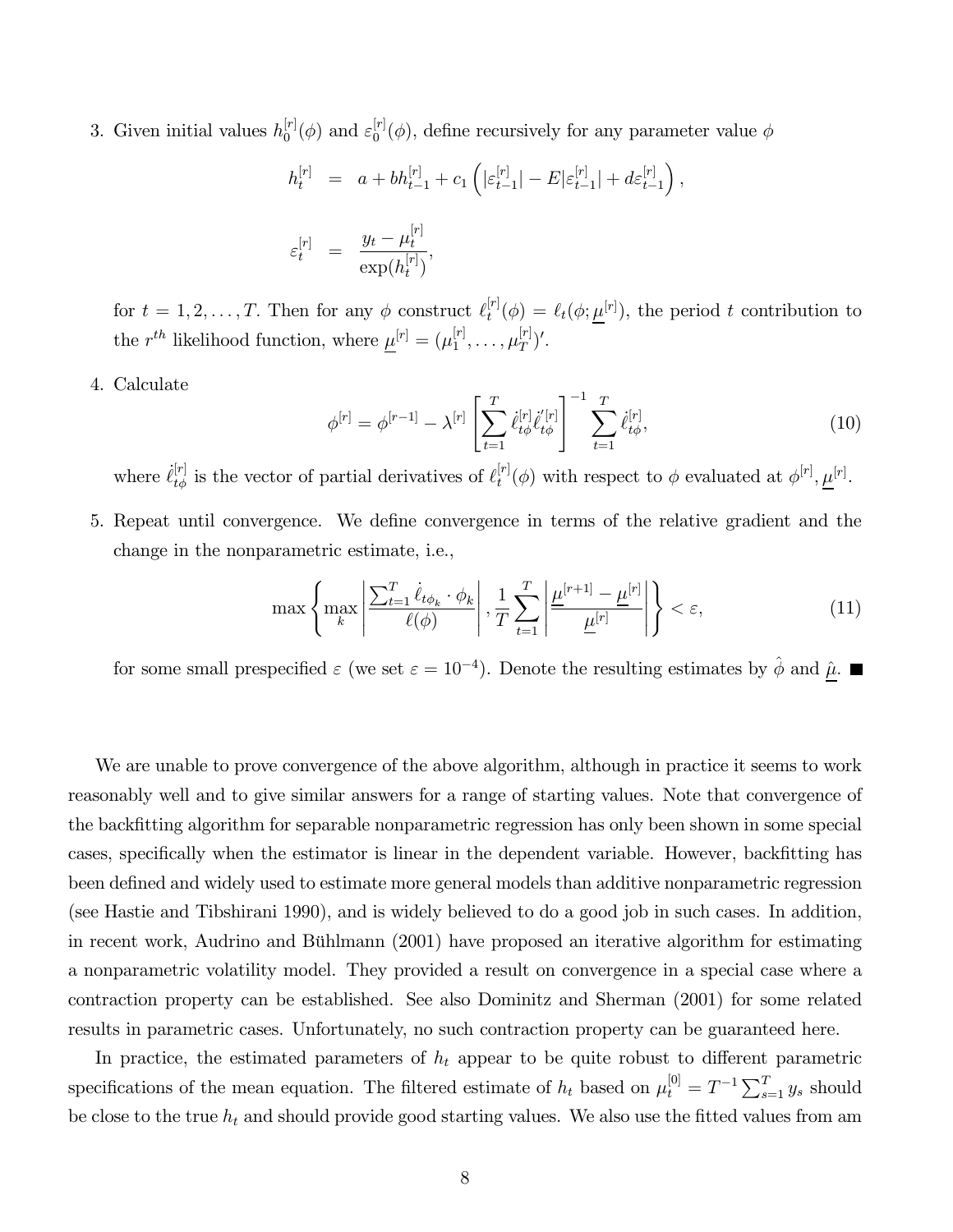3. Given initial values $h_0^{[r]}(\phi)$ and $\varepsilon_0^{[r]}(\phi)$, define recursively for any parameter value $\phi$

$$h_t^{[r]} = a + bh_{t-1}^{[r]} + c_1 \left( |\varepsilon_{t-1}^{[r]}| - E|\varepsilon_{t-1}^{[r]}| + d\varepsilon_{t-1}^{[r]} \right),$$

$$\varepsilon_t^{[r]} = \frac{y_t - \mu_t^{[r]}}{\exp(h_t^{[r]})},$$

   for $t = 1, 2, \ldots, T$. Then for any $\phi$ construct $\ell_t^{[r]}(\phi) = \ell_t(\phi; \underline{\mu}^{[r]})$, the period $t$ contribution to the $r^{th}$ likelihood function, where $\underline{\mu}^{[r]} = (\mu_1^{[r]}, \ldots, \mu_T^{[r]})'$.

4. Calculate

$$\phi^{[r]} = \phi^{[r-1]} - \lambda^{[r]} \left[ \sum_{t=1}^{T} \dot{\ell}_{t\phi}^{[r]} \dot{\ell}_{t\phi}^{\prime[r]} \right]^{-1} \sum_{t=1}^{T} \dot{\ell}_{t\phi}^{[r]}, \tag{10}$$

   where $\dot{\ell}_{t\phi}^{[r]}$ is the vector of partial derivatives of $\ell_t^{[r]}(\phi)$ with respect to $\phi$ evaluated at $\phi^{[r]}, \underline{\mu}^{[r]}$.

5. Repeat until convergence. We define convergence in terms of the relative gradient and the change in the nonparametric estimate, i.e.,

$$\max \left\{ \max_k \left| \frac{\sum_{t=1}^{T} \dot{\ell}_{t\phi_k} \cdot \phi_k}{\ell(\phi)} \right|, \frac{1}{T} \sum_{t=1}^{T} \left| \frac{\underline{\mu}^{[r+1]} - \underline{\mu}^{[r]}}{\underline{\mu}^{[r]}} \right| \right\} < \varepsilon, \tag{11}$$

   for some small prespecified $\varepsilon$ (we set $\varepsilon = 10^{-4}$). Denote the resulting estimates by $\hat{\phi}$ and $\underline{\hat{\mu}}$. ■

We are unable to prove convergence of the above algorithm, although in practice it seems to work reasonably well and to give similar answers for a range of starting values. Note that convergence of the backfitting algorithm for separable nonparametric regression has only been shown in some special cases, specifically when the estimator is linear in the dependent variable. However, backfitting has been defined and widely used to estimate more general models than additive nonparametric regression (see Hastie and Tibshirani 1990), and is widely believed to do a good job in such cases. In addition, in recent work, Audrino and Bühlmann (2001) have proposed an iterative algorithm for estimating a nonparametric volatility model. They provided a result on convergence in a special case where a contraction property can be established. See also Dominitz and Sherman (2001) for some related results in parametric cases. Unfortunately, no such contraction property can be guaranteed here.

In practice, the estimated parameters of $h_t$ appear to be quite robust to different parametric specifications of the mean equation. The filtered estimate of $h_t$ based on $\mu_t^{[0]} = T^{-1} \sum_{s=1}^{T} y_s$ should be close to the true $h_t$ and should provide good starting values. We also use the fitted values from am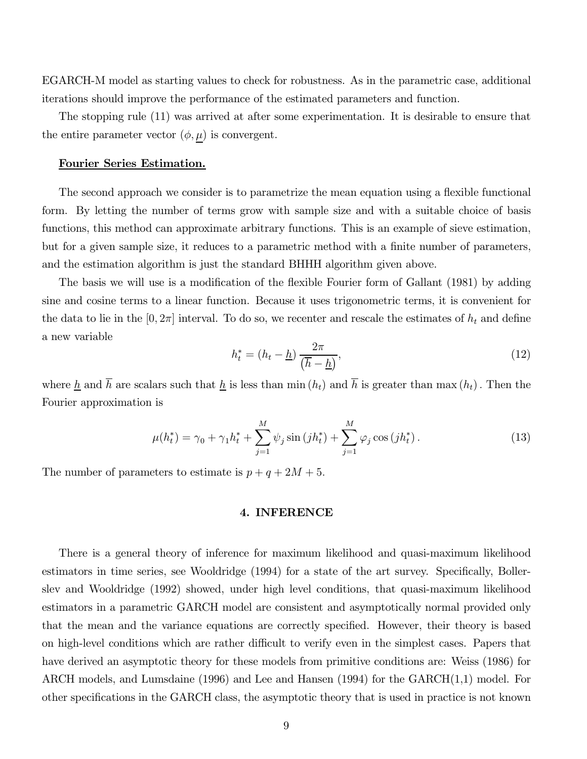EGARCH-M model as starting values to check for robustness. As in the parametric case, additional iterations should improve the performance of the estimated parameters and function.

The stopping rule (11) was arrived at after some experimentation. It is desirable to ensure that the entire parameter vector $(\phi, \underline{\mu})$ is convergent.

**Fourier Series Estimation.**

The second approach we consider is to parametrize the mean equation using a flexible functional form. By letting the number of terms grow with sample size and with a suitable choice of basis functions, this method can approximate arbitrary functions. This is an example of sieve estimation, but for a given sample size, it reduces to a parametric method with a finite number of parameters, and the estimation algorithm is just the standard BHHH algorithm given above.

The basis we will use is a modification of the flexible Fourier form of Gallant (1981) by adding sine and cosine terms to a linear function. Because it uses trigonometric terms, it is convenient for the data to lie in the $[0, 2\pi]$ interval. To do so, we recenter and rescale the estimates of $h_t$ and define a new variable

$$h_t^* = (h_t - \underline{h}) \frac{2\pi}{(\overline{h} - \underline{h})}, \tag{12}$$

where $\underline{h}$ and $\overline{h}$ are scalars such that $\underline{h}$ is less than $\min(h_t)$ and $\overline{h}$ is greater than $\max(h_t)$. Then the Fourier approximation is

$$\mu(h_t^*) = \gamma_0 + \gamma_1 h_t^* + \sum_{j=1}^{M} \psi_j \sin(j h_t^*) + \sum_{j=1}^{M} \varphi_j \cos(j h_t^*). \tag{13}$$

The number of parameters to estimate is $p + q + 2M + 5$.

## 4. INFERENCE

There is a general theory of inference for maximum likelihood and quasi-maximum likelihood estimators in time series, see Wooldridge (1994) for a state of the art survey. Specifically, Bollerslev and Wooldridge (1992) showed, under high level conditions, that quasi-maximum likelihood estimators in a parametric GARCH model are consistent and asymptotically normal provided only that the mean and the variance equations are correctly specified. However, their theory is based on high-level conditions which are rather difficult to verify even in the simplest cases. Papers that have derived an asymptotic theory for these models from primitive conditions are: Weiss (1986) for ARCH models, and Lumsdaine (1996) and Lee and Hansen (1994) for the GARCH(1,1) model. For other specifications in the GARCH class, the asymptotic theory that is used in practice is not known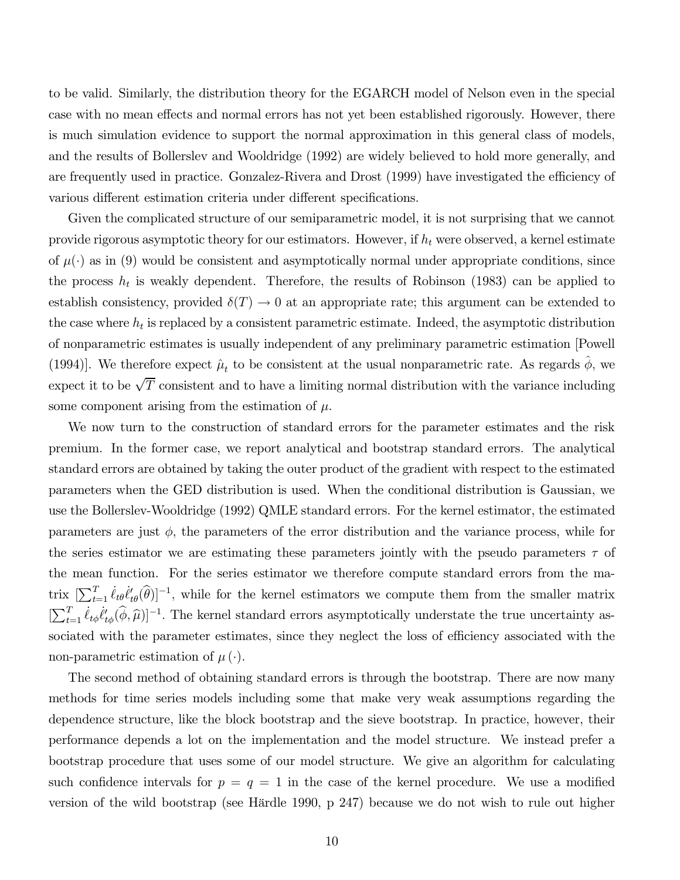to be valid. Similarly, the distribution theory for the EGARCH model of Nelson even in the special case with no mean effects and normal errors has not yet been established rigorously. However, there is much simulation evidence to support the normal approximation in this general class of models, and the results of Bollerslev and Wooldridge (1992) are widely believed to hold more generally, and are frequently used in practice. Gonzalez-Rivera and Drost (1999) have investigated the efficiency of various different estimation criteria under different specifications.

Given the complicated structure of our semiparametric model, it is not surprising that we cannot provide rigorous asymptotic theory for our estimators. However, if $h_t$ were observed, a kernel estimate of $\mu(\cdot)$ as in (9) would be consistent and asymptotically normal under appropriate conditions, since the process $h_t$ is weakly dependent. Therefore, the results of Robinson (1983) can be applied to establish consistency, provided $\delta(T) \to 0$ at an appropriate rate; this argument can be extended to the case where $h_t$ is replaced by a consistent parametric estimate. Indeed, the asymptotic distribution of nonparametric estimates is usually independent of any preliminary parametric estimation [Powell (1994)]. We therefore expect $\hat{\mu}_t$ to be consistent at the usual nonparametric rate. As regards $\hat{\phi}$, we expect it to be $\sqrt{T}$ consistent and to have a limiting normal distribution with the variance including some component arising from the estimation of $\mu$.

We now turn to the construction of standard errors for the parameter estimates and the risk premium. In the former case, we report analytical and bootstrap standard errors. The analytical standard errors are obtained by taking the outer product of the gradient with respect to the estimated parameters when the GED distribution is used. When the conditional distribution is Gaussian, we use the Bollerslev-Wooldridge (1992) QMLE standard errors. For the kernel estimator, the estimated parameters are just $\phi$, the parameters of the error distribution and the variance process, while for the series estimator we are estimating these parameters jointly with the pseudo parameters $\tau$ of the mean function. For the series estimator we therefore compute standard errors from the matrix $[\sum_{t=1}^{T} \dot{\ell}_{t\theta}\dot{\ell}_{t\theta}'(\widehat{\theta})]^{-1}$, while for the kernel estimators we compute them from the smaller matrix $[\sum_{t=1}^{T} \dot{\ell}_{t\phi}\dot{\ell}_{t\phi}'(\widehat{\phi}, \widehat{\mu})]^{-1}$. The kernel standard errors asymptotically understate the true uncertainty associated with the parameter estimates, since they neglect the loss of efficiency associated with the non-parametric estimation of $\mu(\cdot)$.

The second method of obtaining standard errors is through the bootstrap. There are now many methods for time series models including some that make very weak assumptions regarding the dependence structure, like the block bootstrap and the sieve bootstrap. In practice, however, their performance depends a lot on the implementation and the model structure. We instead prefer a bootstrap procedure that uses some of our model structure. We give an algorithm for calculating such confidence intervals for $p = q = 1$ in the case of the kernel procedure. We use a modified version of the wild bootstrap (see Härdle 1990, p 247) because we do not wish to rule out higher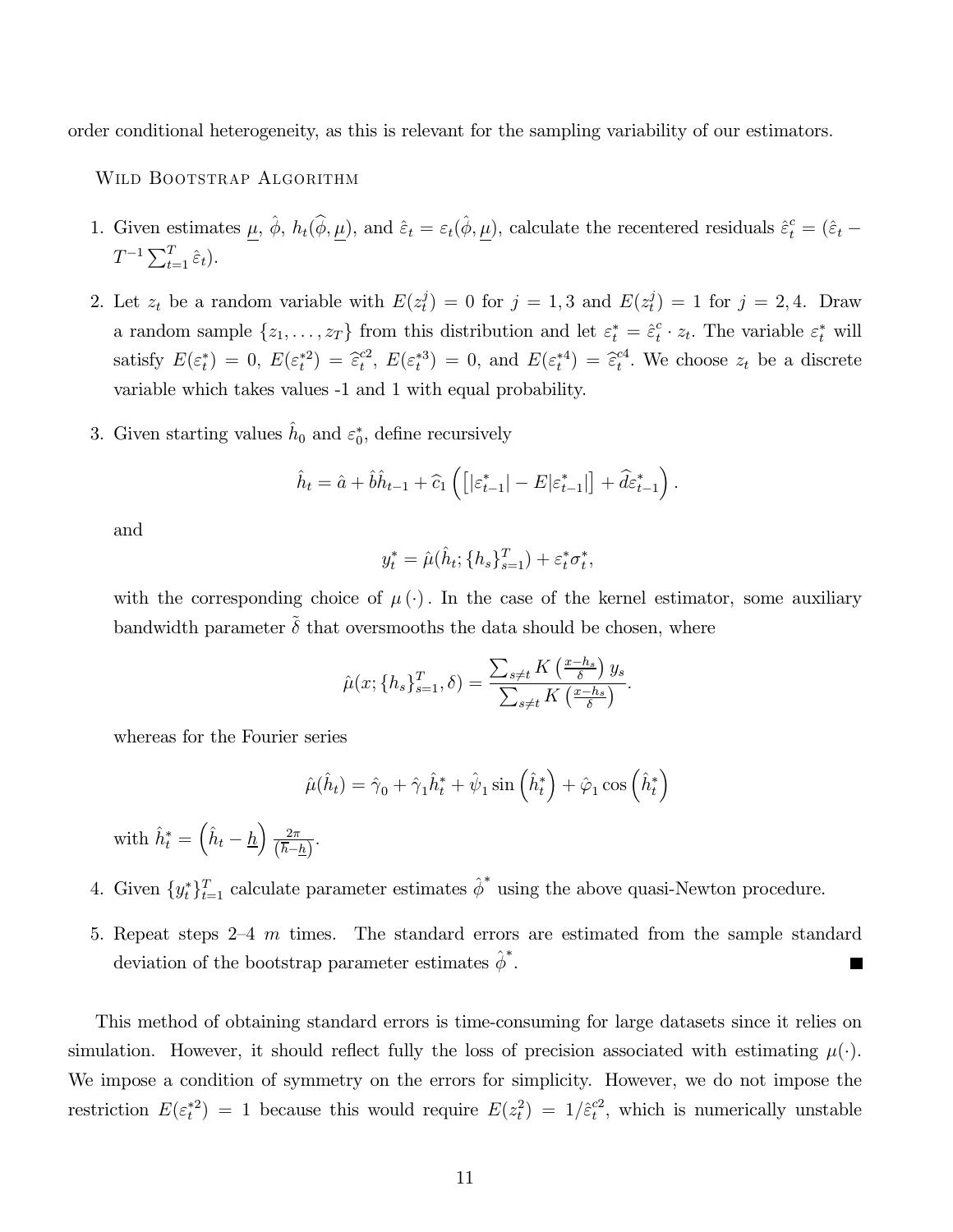order conditional heterogeneity, as this is relevant for the sampling variability of our estimators.

Wild Bootstrap Algorithm

1. Given estimates $\underline{\mu}$, $\hat{\phi}$, $h_t(\widehat{\phi}, \underline{\mu})$, and $\hat{\varepsilon}_t = \varepsilon_t(\hat{\phi}, \underline{\mu})$, calculate the recentered residuals $\hat{\varepsilon}_t^c = (\hat{\varepsilon}_t - T^{-1}\sum_{t=1}^{T}\hat{\varepsilon}_t)$.

2. Let $z_t$ be a random variable with $E(z_t^j) = 0$ for $j = 1, 3$ and $E(z_t^j) = 1$ for $j = 2, 4$. Draw a random sample $\{z_1, \ldots, z_T\}$ from this distribution and let $\varepsilon_t^* = \hat{\varepsilon}_t^c \cdot z_t$. The variable $\varepsilon_t^*$ will satisfy $E(\varepsilon_t^*) = 0$, $E(\varepsilon_t^{*2}) = \widehat{\varepsilon}_t^{c2}$, $E(\varepsilon_t^{*3}) = 0$, and $E(\varepsilon_t^{*4}) = \widehat{\varepsilon}_t^{c4}$. We choose $z_t$ be a discrete variable which takes values -1 and 1 with equal probability.

3. Given starting values $\hat{h}_0$ and $\varepsilon_0^*$, define recursively

$$\hat{h}_t = \hat{a} + \hat{b}\hat{h}_{t-1} + \widehat{c}_1\left(\left[|\varepsilon_{t-1}^*| - E|\varepsilon_{t-1}^*|\right] + \widehat{d}\varepsilon_{t-1}^*\right).$$

and

$$y_t^* = \hat{\mu}(\hat{h}_t; \{h_s\}_{s=1}^T) + \varepsilon_t^*\sigma_t^*,$$

with the corresponding choice of $\mu(\cdot)$. In the case of the kernel estimator, some auxiliary bandwidth parameter $\tilde{\delta}$ that oversmooths the data should be chosen, where

$$\hat{\mu}(x; \{h_s\}_{s=1}^T, \delta) = \frac{\sum_{s\neq t} K\left(\frac{x-h_s}{\delta}\right) y_s}{\sum_{s\neq t} K\left(\frac{x-h_s}{\delta}\right)}.$$

whereas for the Fourier series

$$\hat{\mu}(\hat{h}_t) = \hat{\gamma}_0 + \hat{\gamma}_1\hat{h}_t^* + \hat{\psi}_1 \sin\left(\hat{h}_t^*\right) + \hat{\varphi}_1 \cos\left(\hat{h}_t^*\right)$$

with $\hat{h}_t^* = \left(\hat{h}_t - \underline{h}\right)\frac{2\pi}{\left(\overline{h}-\underline{h}\right)}$.

4. Given $\{y_t^*\}_{t=1}^T$ calculate parameter estimates $\hat{\phi}^*$ using the above quasi-Newton procedure.

5. Repeat steps 2–4 $m$ times. The standard errors are estimated from the sample standard deviation of the bootstrap parameter estimates $\hat{\phi}^*$. ■

This method of obtaining standard errors is time-consuming for large datasets since it relies on simulation. However, it should reflect fully the loss of precision associated with estimating $\mu(\cdot)$. We impose a condition of symmetry on the errors for simplicity. However, we do not impose the restriction $E(\varepsilon_t^{*2}) = 1$ because this would require $E(z_t^2) = 1/\hat{\varepsilon}_t^{c2}$, which is numerically unstable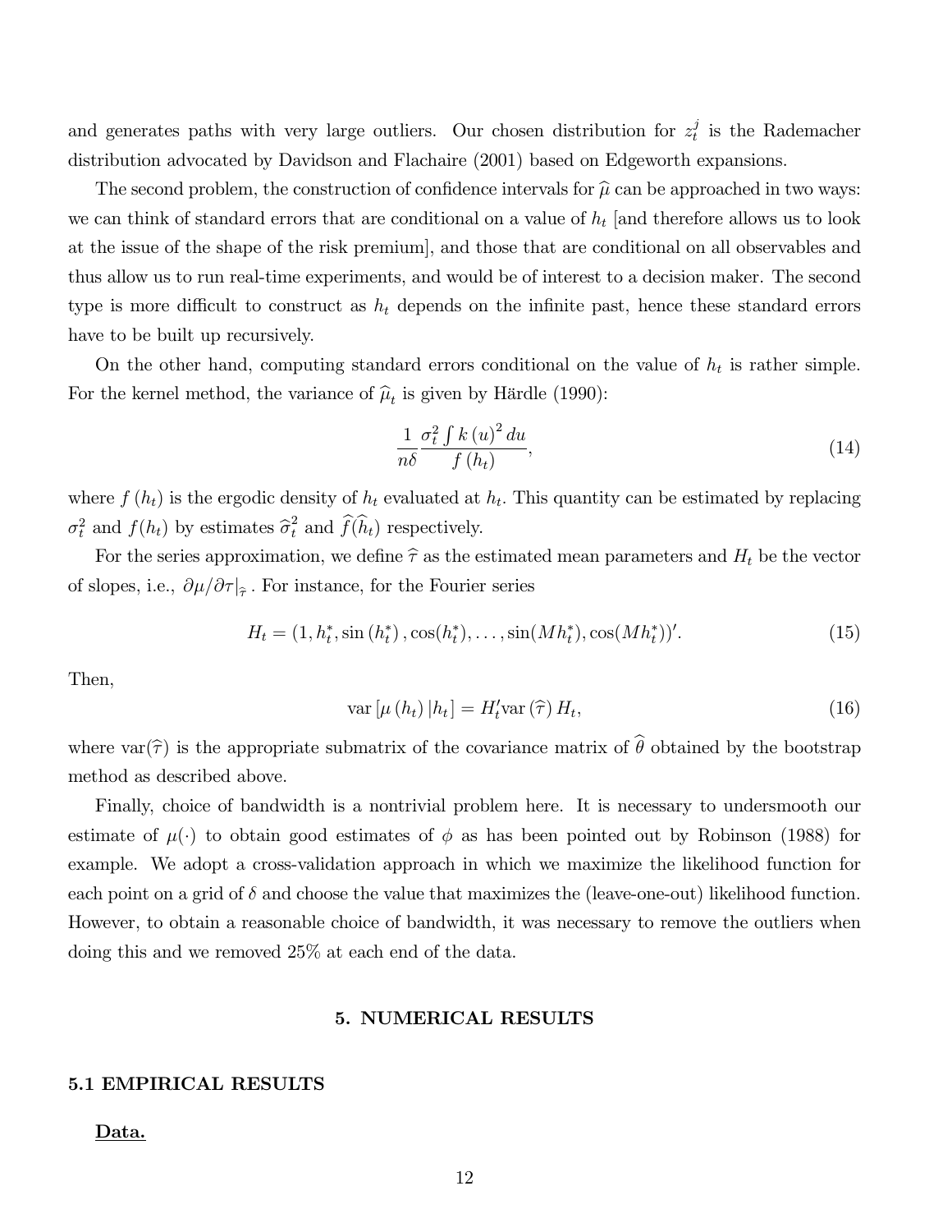and generates paths with very large outliers. Our chosen distribution for $z_t^j$ is the Rademacher distribution advocated by Davidson and Flachaire (2001) based on Edgeworth expansions.

The second problem, the construction of confidence intervals for $\widehat{\mu}$ can be approached in two ways: we can think of standard errors that are conditional on a value of $h_t$ [and therefore allows us to look at the issue of the shape of the risk premium], and those that are conditional on all observables and thus allow us to run real-time experiments, and would be of interest to a decision maker. The second type is more difficult to construct as $h_t$ depends on the infinite past, hence these standard errors have to be built up recursively.

On the other hand, computing standard errors conditional on the value of $h_t$ is rather simple. For the kernel method, the variance of $\widehat{\mu}_t$ is given by Härdle (1990):

$$\frac{1}{n\delta} \frac{\sigma_t^2 \int k(u)^2 \, du}{f(h_t)}, \tag{14}$$

where $f(h_t)$ is the ergodic density of $h_t$ evaluated at $h_t$. This quantity can be estimated by replacing $\sigma_t^2$ and $f(h_t)$ by estimates $\widehat{\sigma}_t^2$ and $\widehat{f}(\widehat{h}_t)$ respectively.

For the series approximation, we define $\widehat{\tau}$ as the estimated mean parameters and $H_t$ be the vector of slopes, i.e., $\partial\mu/\partial\tau|_{\widehat{\tau}}$. For instance, for the Fourier series

$$H_t = (1, h_t^*, \sin(h_t^*), \cos(h_t^*), \ldots, \sin(Mh_t^*), \cos(Mh_t^*))'. \tag{15}$$

Then,

$$\operatorname{var}[\mu(h_t) | h_t] = H_t' \operatorname{var}(\widehat{\tau}) H_t, \tag{16}$$

where $\operatorname{var}(\widehat{\tau})$ is the appropriate submatrix of the covariance matrix of $\widehat{\theta}$ obtained by the bootstrap method as described above.

Finally, choice of bandwidth is a nontrivial problem here. It is necessary to undersmooth our estimate of $\mu(\cdot)$ to obtain good estimates of $\phi$ as has been pointed out by Robinson (1988) for example. We adopt a cross-validation approach in which we maximize the likelihood function for each point on a grid of $\delta$ and choose the value that maximizes the (leave-one-out) likelihood function. However, to obtain a reasonable choice of bandwidth, it was necessary to remove the outliers when doing this and we removed 25% at each end of the data.

## 5. NUMERICAL RESULTS

### 5.1 EMPIRICAL RESULTS

**Data.**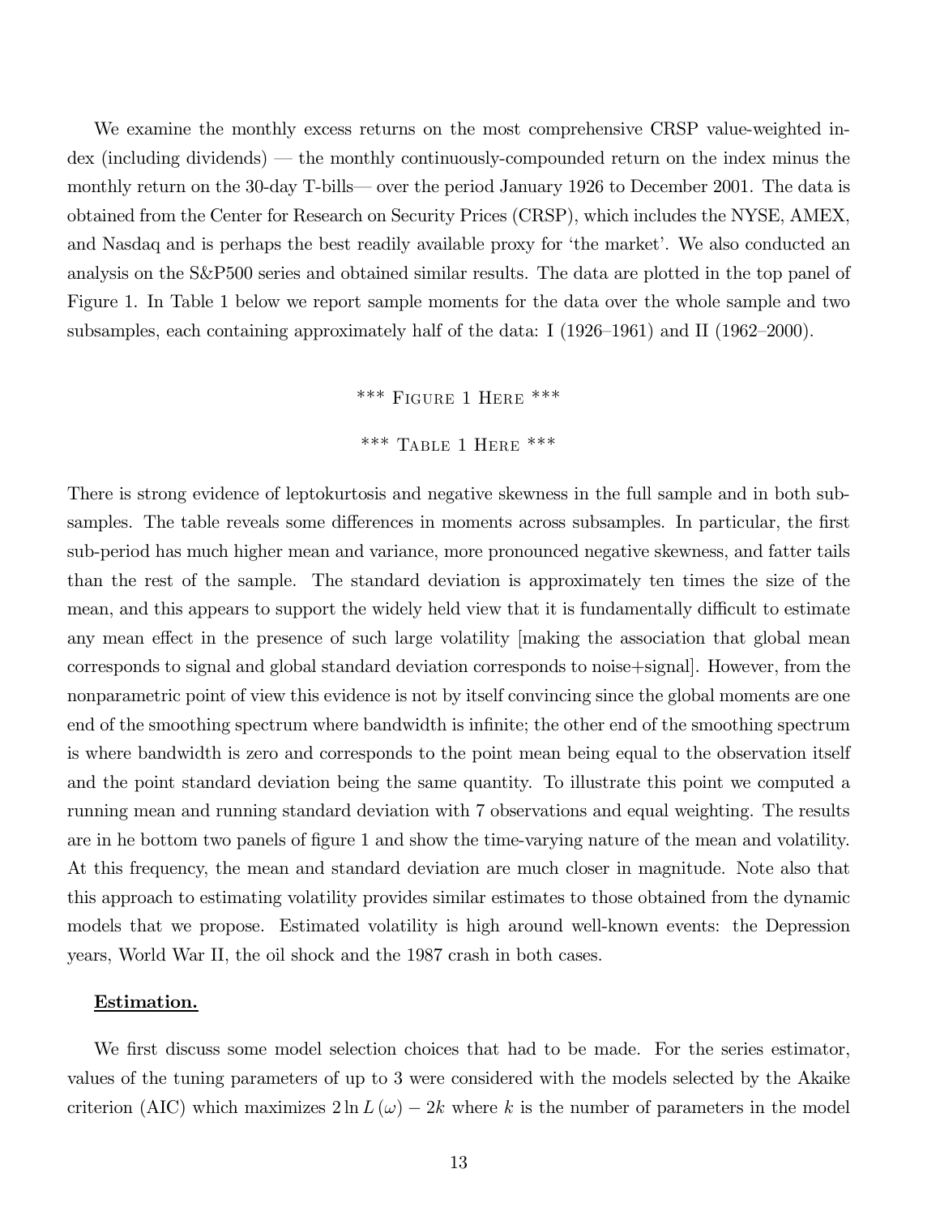We examine the monthly excess returns on the most comprehensive CRSP value-weighted index (including dividends) — the monthly continuously-compounded return on the index minus the monthly return on the 30-day T-bills— over the period January 1926 to December 2001. The data is obtained from the Center for Research on Security Prices (CRSP), which includes the NYSE, AMEX, and Nasdaq and is perhaps the best readily available proxy for 'the market'. We also conducted an analysis on the S&P500 series and obtained similar results. The data are plotted in the top panel of Figure 1. In Table 1 below we report sample moments for the data over the whole sample and two subsamples, each containing approximately half of the data: I (1926–1961) and II (1962–2000).

\*\*\* FIGURE 1 HERE \*\*\*

\*\*\* TABLE 1 HERE \*\*\*

There is strong evidence of leptokurtosis and negative skewness in the full sample and in both subsamples. The table reveals some differences in moments across subsamples. In particular, the first sub-period has much higher mean and variance, more pronounced negative skewness, and fatter tails than the rest of the sample. The standard deviation is approximately ten times the size of the mean, and this appears to support the widely held view that it is fundamentally difficult to estimate any mean effect in the presence of such large volatility [making the association that global mean corresponds to signal and global standard deviation corresponds to noise+signal]. However, from the nonparametric point of view this evidence is not by itself convincing since the global moments are one end of the smoothing spectrum where bandwidth is infinite; the other end of the smoothing spectrum is where bandwidth is zero and corresponds to the point mean being equal to the observation itself and the point standard deviation being the same quantity. To illustrate this point we computed a running mean and running standard deviation with 7 observations and equal weighting. The results are in he bottom two panels of figure 1 and show the time-varying nature of the mean and volatility. At this frequency, the mean and standard deviation are much closer in magnitude. Note also that this approach to estimating volatility provides similar estimates to those obtained from the dynamic models that we propose. Estimated volatility is high around well-known events: the Depression years, World War II, the oil shock and the 1987 crash in both cases.

**Estimation.**

We first discuss some model selection choices that had to be made. For the series estimator, values of the tuning parameters of up to 3 were considered with the models selected by the Akaike criterion (AIC) which maximizes $2\ln L(\omega) - 2k$ where $k$ is the number of parameters in the model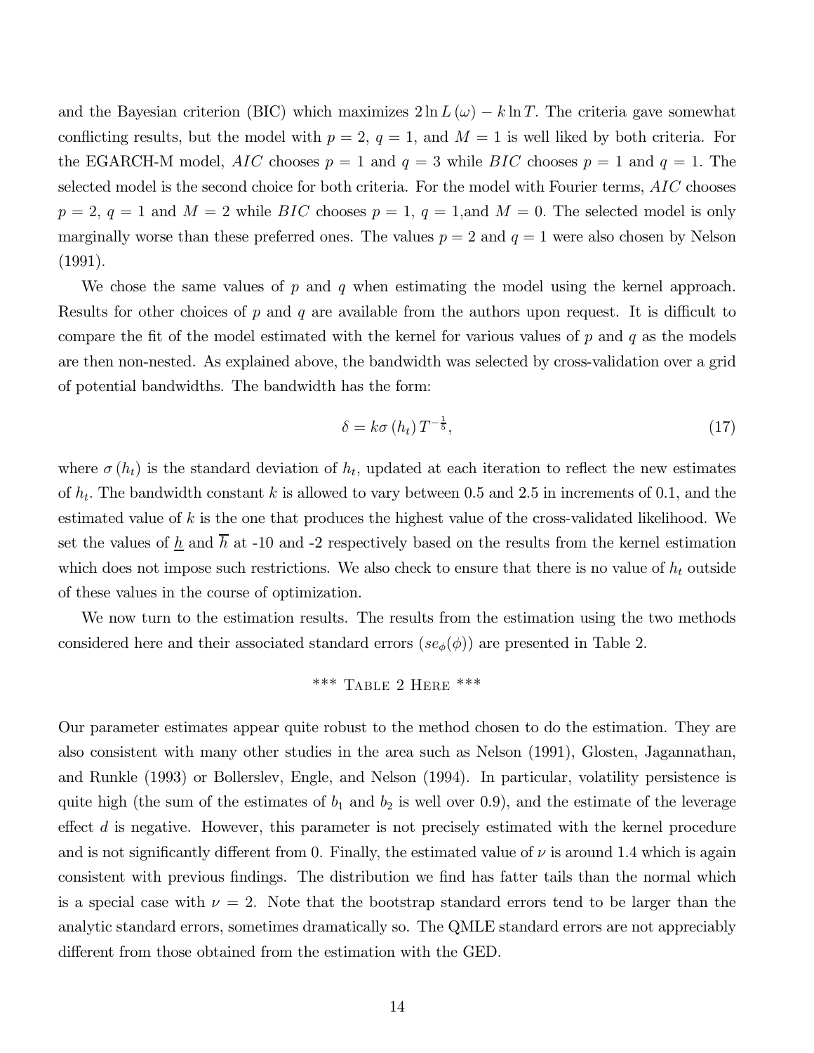and the Bayesian criterion (BIC) which maximizes $2\ln L(\omega) - k\ln T$. The criteria gave somewhat conflicting results, but the model with $p = 2$, $q = 1$, and $M = 1$ is well liked by both criteria. For the EGARCH-M model, $AIC$ chooses $p = 1$ and $q = 3$ while $BIC$ chooses $p = 1$ and $q = 1$. The selected model is the second choice for both criteria. For the model with Fourier terms, $AIC$ chooses $p = 2$, $q = 1$ and $M = 2$ while $BIC$ chooses $p = 1$, $q = 1$,and $M = 0$. The selected model is only marginally worse than these preferred ones. The values $p = 2$ and $q = 1$ were also chosen by Nelson (1991).

We chose the same values of $p$ and $q$ when estimating the model using the kernel approach. Results for other choices of $p$ and $q$ are available from the authors upon request. It is difficult to compare the fit of the model estimated with the kernel for various values of $p$ and $q$ as the models are then non-nested. As explained above, the bandwidth was selected by cross-validation over a grid of potential bandwidths. The bandwidth has the form:

$$\delta = k\sigma(h_t)T^{-\frac{1}{5}}, \tag{17}$$

where $\sigma(h_t)$ is the standard deviation of $h_t$, updated at each iteration to reflect the new estimates of $h_t$. The bandwidth constant $k$ is allowed to vary between 0.5 and 2.5 in increments of 0.1, and the estimated value of $k$ is the one that produces the highest value of the cross-validated likelihood. We set the values of $\underline{h}$ and $\overline{h}$ at -10 and -2 respectively based on the results from the kernel estimation which does not impose such restrictions. We also check to ensure that there is no value of $h_t$ outside of these values in the course of optimization.

We now turn to the estimation results. The results from the estimation using the two methods considered here and their associated standard errors ($se_\phi(\phi)$) are presented in Table 2.

\*\*\* Table 2 Here \*\*\*

Our parameter estimates appear quite robust to the method chosen to do the estimation. They are also consistent with many other studies in the area such as Nelson (1991), Glosten, Jagannathan, and Runkle (1993) or Bollerslev, Engle, and Nelson (1994). In particular, volatility persistence is quite high (the sum of the estimates of $b_1$ and $b_2$ is well over 0.9), and the estimate of the leverage effect $d$ is negative. However, this parameter is not precisely estimated with the kernel procedure and is not significantly different from 0. Finally, the estimated value of $\nu$ is around 1.4 which is again consistent with previous findings. The distribution we find has fatter tails than the normal which is a special case with $\nu = 2$. Note that the bootstrap standard errors tend to be larger than the analytic standard errors, sometimes dramatically so. The QMLE standard errors are not appreciably different from those obtained from the estimation with the GED.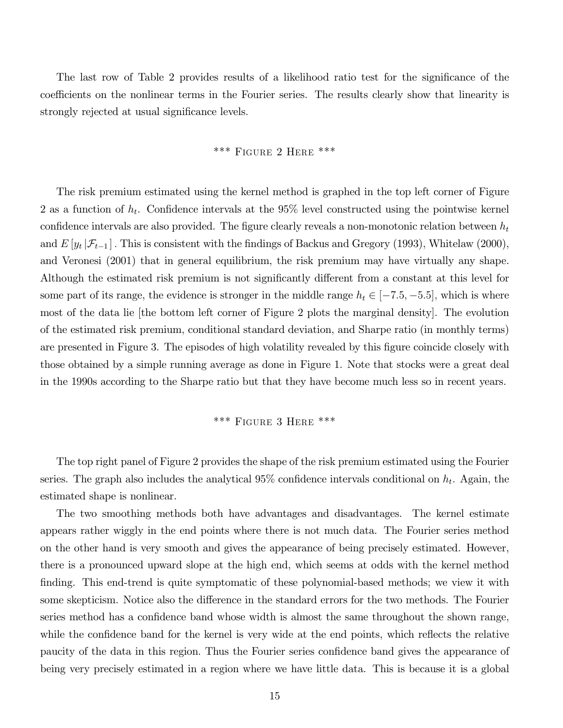The last row of Table 2 provides results of a likelihood ratio test for the significance of the coefficients on the nonlinear terms in the Fourier series. The results clearly show that linearity is strongly rejected at usual significance levels.

*** Figure 2 Here ***

The risk premium estimated using the kernel method is graphed in the top left corner of Figure 2 as a function of $h_t$. Confidence intervals at the 95% level constructed using the pointwise kernel confidence intervals are also provided. The figure clearly reveals a non-monotonic relation between $h_t$ and $E[y_t |\mathcal{F}_{t-1}]$. This is consistent with the findings of Backus and Gregory (1993), Whitelaw (2000), and Veronesi (2001) that in general equilibrium, the risk premium may have virtually any shape. Although the estimated risk premium is not significantly different from a constant at this level for some part of its range, the evidence is stronger in the middle range $h_t \in [-7.5, -5.5]$, which is where most of the data lie [the bottom left corner of Figure 2 plots the marginal density]. The evolution of the estimated risk premium, conditional standard deviation, and Sharpe ratio (in monthly terms) are presented in Figure 3. The episodes of high volatility revealed by this figure coincide closely with those obtained by a simple running average as done in Figure 1. Note that stocks were a great deal in the 1990s according to the Sharpe ratio but that they have become much less so in recent years.

*** Figure 3 Here ***

The top right panel of Figure 2 provides the shape of the risk premium estimated using the Fourier series. The graph also includes the analytical 95% confidence intervals conditional on $h_t$. Again, the estimated shape is nonlinear.

The two smoothing methods both have advantages and disadvantages. The kernel estimate appears rather wiggly in the end points where there is not much data. The Fourier series method on the other hand is very smooth and gives the appearance of being precisely estimated. However, there is a pronounced upward slope at the high end, which seems at odds with the kernel method finding. This end-trend is quite symptomatic of these polynomial-based methods; we view it with some skepticism. Notice also the difference in the standard errors for the two methods. The Fourier series method has a confidence band whose width is almost the same throughout the shown range, while the confidence band for the kernel is very wide at the end points, which reflects the relative paucity of the data in this region. Thus the Fourier series confidence band gives the appearance of being very precisely estimated in a region where we have little data. This is because it is a global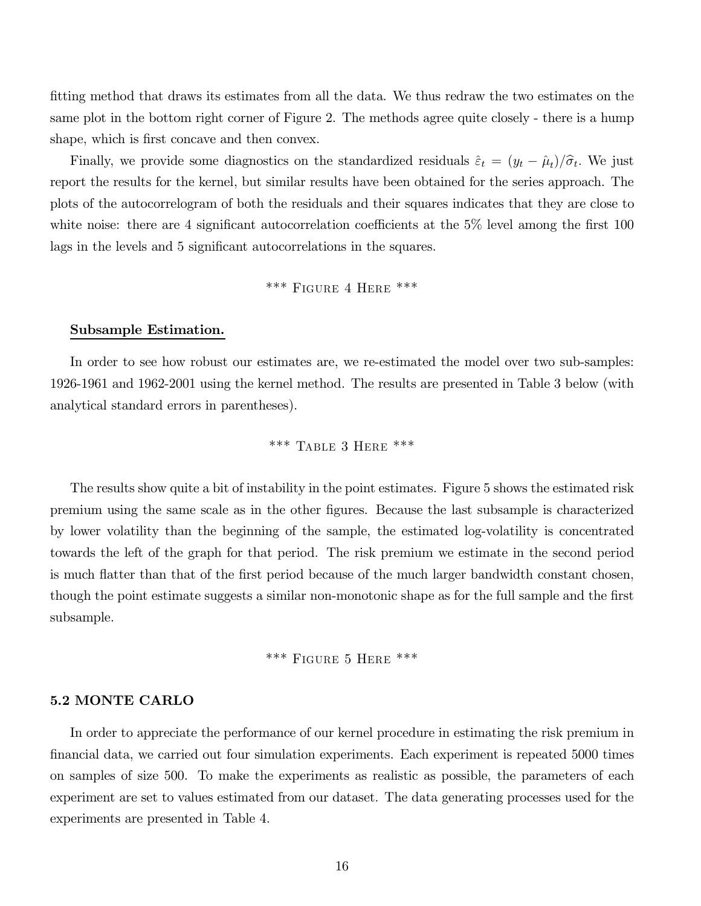fitting method that draws its estimates from all the data. We thus redraw the two estimates on the same plot in the bottom right corner of Figure 2. The methods agree quite closely - there is a hump shape, which is first concave and then convex.

Finally, we provide some diagnostics on the standardized residuals $\hat{\varepsilon}_t = (y_t - \hat{\mu}_t)/\widehat{\sigma}_t$. We just report the results for the kernel, but similar results have been obtained for the series approach. The plots of the autocorrelogram of both the residuals and their squares indicates that they are close to white noise: there are 4 significant autocorrelation coefficients at the 5% level among the first 100 lags in the levels and 5 significant autocorrelations in the squares.

*** Figure 4 Here ***

**Subsample Estimation.**

In order to see how robust our estimates are, we re-estimated the model over two sub-samples: 1926-1961 and 1962-2001 using the kernel method. The results are presented in Table 3 below (with analytical standard errors in parentheses).

*** Table 3 Here ***

The results show quite a bit of instability in the point estimates. Figure 5 shows the estimated risk premium using the same scale as in the other figures. Because the last subsample is characterized by lower volatility than the beginning of the sample, the estimated log-volatility is concentrated towards the left of the graph for that period. The risk premium we estimate in the second period is much flatter than that of the first period because of the much larger bandwidth constant chosen, though the point estimate suggests a similar non-monotonic shape as for the full sample and the first subsample.

*** Figure 5 Here ***

### 5.2 MONTE CARLO

In order to appreciate the performance of our kernel procedure in estimating the risk premium in financial data, we carried out four simulation experiments. Each experiment is repeated 5000 times on samples of size 500. To make the experiments as realistic as possible, the parameters of each experiment are set to values estimated from our dataset. The data generating processes used for the experiments are presented in Table 4.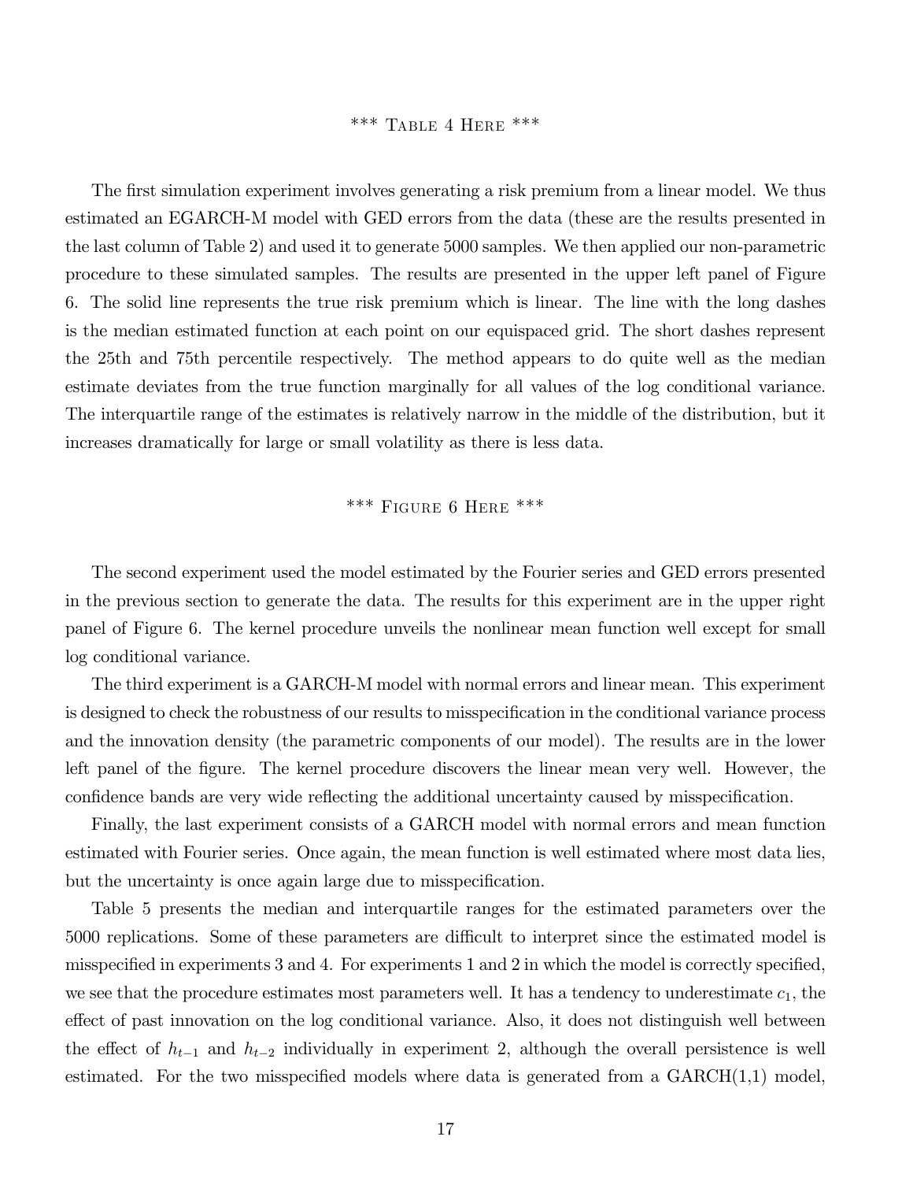\*\*\* Table 4 Here \*\*\*

The first simulation experiment involves generating a risk premium from a linear model. We thus estimated an EGARCH-M model with GED errors from the data (these are the results presented in the last column of Table 2) and used it to generate 5000 samples. We then applied our non-parametric procedure to these simulated samples. The results are presented in the upper left panel of Figure 6. The solid line represents the true risk premium which is linear. The line with the long dashes is the median estimated function at each point on our equispaced grid. The short dashes represent the 25th and 75th percentile respectively. The method appears to do quite well as the median estimate deviates from the true function marginally for all values of the log conditional variance. The interquartile range of the estimates is relatively narrow in the middle of the distribution, but it increases dramatically for large or small volatility as there is less data.

\*\*\* Figure 6 Here \*\*\*

The second experiment used the model estimated by the Fourier series and GED errors presented in the previous section to generate the data. The results for this experiment are in the upper right panel of Figure 6. The kernel procedure unveils the nonlinear mean function well except for small log conditional variance.

The third experiment is a GARCH-M model with normal errors and linear mean. This experiment is designed to check the robustness of our results to misspecification in the conditional variance process and the innovation density (the parametric components of our model). The results are in the lower left panel of the figure. The kernel procedure discovers the linear mean very well. However, the confidence bands are very wide reflecting the additional uncertainty caused by misspecification.

Finally, the last experiment consists of a GARCH model with normal errors and mean function estimated with Fourier series. Once again, the mean function is well estimated where most data lies, but the uncertainty is once again large due to misspecification.

Table 5 presents the median and interquartile ranges for the estimated parameters over the 5000 replications. Some of these parameters are difficult to interpret since the estimated model is misspecified in experiments 3 and 4. For experiments 1 and 2 in which the model is correctly specified, we see that the procedure estimates most parameters well. It has a tendency to underestimate $c_1$, the effect of past innovation on the log conditional variance. Also, it does not distinguish well between the effect of $h_{t-1}$ and $h_{t-2}$ individually in experiment 2, although the overall persistence is well estimated. For the two misspecified models where data is generated from a GARCH(1,1) model,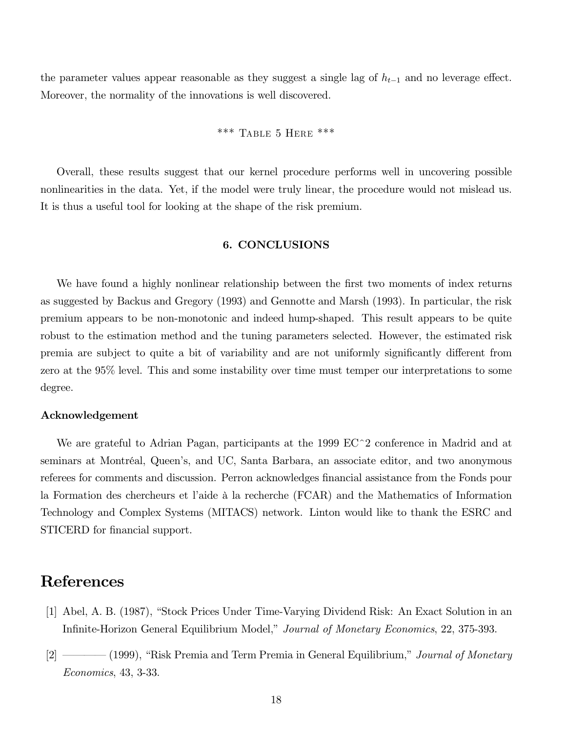the parameter values appear reasonable as they suggest a single lag of $h_{t-1}$ and no leverage effect. Moreover, the normality of the innovations is well discovered.

\*\*\* Table 5 Here \*\*\*

Overall, these results suggest that our kernel procedure performs well in uncovering possible nonlinearities in the data. Yet, if the model were truly linear, the procedure would not mislead us. It is thus a useful tool for looking at the shape of the risk premium.

## 6. CONCLUSIONS

We have found a highly nonlinear relationship between the first two moments of index returns as suggested by Backus and Gregory (1993) and Gennotte and Marsh (1993). In particular, the risk premium appears to be non-monotonic and indeed hump-shaped. This result appears to be quite robust to the estimation method and the tuning parameters selected. However, the estimated risk premia are subject to quite a bit of variability and are not uniformly significantly different from zero at the 95% level. This and some instability over time must temper our interpretations to some degree.

### Acknowledgement

We are grateful to Adrian Pagan, participants at the 1999 EC^2 conference in Madrid and at seminars at Montréal, Queen's, and UC, Santa Barbara, an associate editor, and two anonymous referees for comments and discussion. Perron acknowledges financial assistance from the Fonds pour la Formation des chercheurs et l'aide à la recherche (FCAR) and the Mathematics of Information Technology and Complex Systems (MITACS) network. Linton would like to thank the ESRC and STICERD for financial support.

# References

[1] Abel, A. B. (1987), "Stock Prices Under Time-Varying Dividend Risk: An Exact Solution in an Infinite-Horizon General Equilibrium Model," *Journal of Monetary Economics*, 22, 375-393.

[2] ———— (1999), "Risk Premia and Term Premia in General Equilibrium," *Journal of Monetary Economics*, 43, 3-33.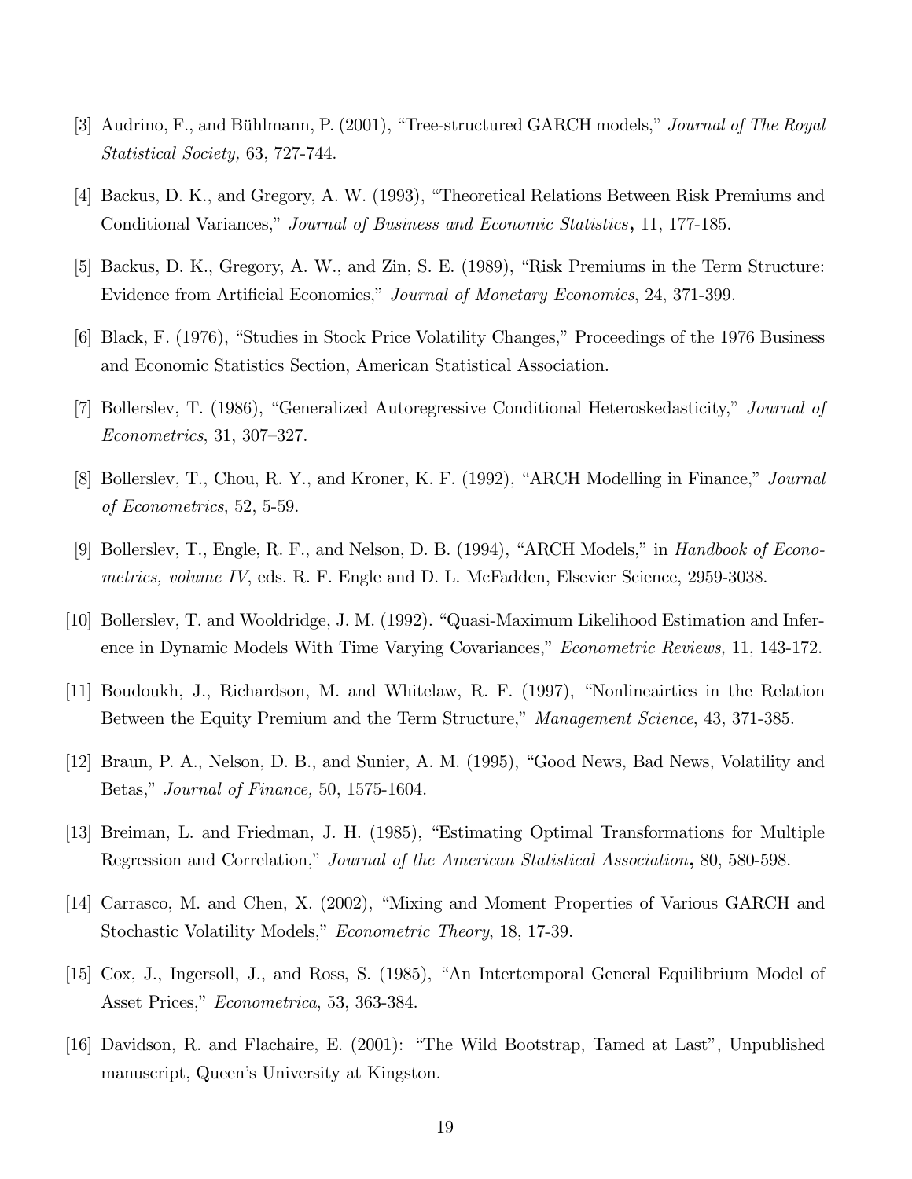[3] Audrino, F., and Bühlmann, P. (2001), "Tree-structured GARCH models," *Journal of The Royal Statistical Society,* 63, 727-744.

[4] Backus, D. K., and Gregory, A. W. (1993), "Theoretical Relations Between Risk Premiums and Conditional Variances," *Journal of Business and Economic Statistics***,** 11, 177-185.

[5] Backus, D. K., Gregory, A. W., and Zin, S. E. (1989), "Risk Premiums in the Term Structure: Evidence from Artificial Economies," *Journal of Monetary Economics*, 24, 371-399.

[6] Black, F. (1976), "Studies in Stock Price Volatility Changes," Proceedings of the 1976 Business and Economic Statistics Section, American Statistical Association.

[7] Bollerslev, T. (1986), "Generalized Autoregressive Conditional Heteroskedasticity," *Journal of Econometrics*, 31, 307–327.

[8] Bollerslev, T., Chou, R. Y., and Kroner, K. F. (1992), "ARCH Modelling in Finance," *Journal of Econometrics*, 52, 5-59.

[9] Bollerslev, T., Engle, R. F., and Nelson, D. B. (1994), "ARCH Models," in *Handbook of Econometrics, volume IV*, eds. R. F. Engle and D. L. McFadden, Elsevier Science, 2959-3038.

[10] Bollerslev, T. and Wooldridge, J. M. (1992). "Quasi-Maximum Likelihood Estimation and Inference in Dynamic Models With Time Varying Covariances," *Econometric Reviews,* 11, 143-172.

[11] Boudoukh, J., Richardson, M. and Whitelaw, R. F. (1997), "Nonlineairties in the Relation Between the Equity Premium and the Term Structure," *Management Science*, 43, 371-385.

[12] Braun, P. A., Nelson, D. B., and Sunier, A. M. (1995), "Good News, Bad News, Volatility and Betas," *Journal of Finance,* 50, 1575-1604.

[13] Breiman, L. and Friedman, J. H. (1985), "Estimating Optimal Transformations for Multiple Regression and Correlation," *Journal of the American Statistical Association***,** 80, 580-598.

[14] Carrasco, M. and Chen, X. (2002), "Mixing and Moment Properties of Various GARCH and Stochastic Volatility Models," *Econometric Theory*, 18, 17-39.

[15] Cox, J., Ingersoll, J., and Ross, S. (1985), "An Intertemporal General Equilibrium Model of Asset Prices," *Econometrica*, 53, 363-384.

[16] Davidson, R. and Flachaire, E. (2001): "The Wild Bootstrap, Tamed at Last", Unpublished manuscript, Queen's University at Kingston.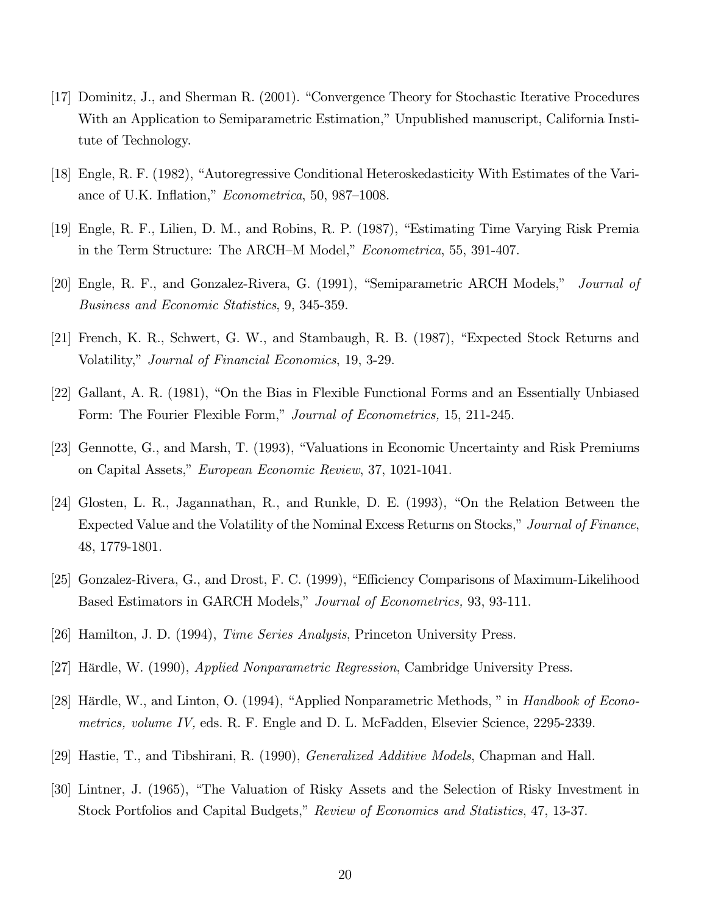[17] Dominitz, J., and Sherman R. (2001). "Convergence Theory for Stochastic Iterative Procedures With an Application to Semiparametric Estimation," Unpublished manuscript, California Institute of Technology.

[18] Engle, R. F. (1982), "Autoregressive Conditional Heteroskedasticity With Estimates of the Variance of U.K. Inflation," *Econometrica*, 50, 987–1008.

[19] Engle, R. F., Lilien, D. M., and Robins, R. P. (1987), "Estimating Time Varying Risk Premia in the Term Structure: The ARCH–M Model," *Econometrica*, 55, 391-407.

[20] Engle, R. F., and Gonzalez-Rivera, G. (1991), "Semiparametric ARCH Models," *Journal of Business and Economic Statistics*, 9, 345-359.

[21] French, K. R., Schwert, G. W., and Stambaugh, R. B. (1987), "Expected Stock Returns and Volatility," *Journal of Financial Economics*, 19, 3-29.

[22] Gallant, A. R. (1981), "On the Bias in Flexible Functional Forms and an Essentially Unbiased Form: The Fourier Flexible Form," *Journal of Econometrics,* 15, 211-245.

[23] Gennotte, G., and Marsh, T. (1993), "Valuations in Economic Uncertainty and Risk Premiums on Capital Assets," *European Economic Review*, 37, 1021-1041.

[24] Glosten, L. R., Jagannathan, R., and Runkle, D. E. (1993), "On the Relation Between the Expected Value and the Volatility of the Nominal Excess Returns on Stocks," *Journal of Finance*, 48, 1779-1801.

[25] Gonzalez-Rivera, G., and Drost, F. C. (1999), "Efficiency Comparisons of Maximum-Likelihood Based Estimators in GARCH Models," *Journal of Econometrics,* 93, 93-111.

[26] Hamilton, J. D. (1994), *Time Series Analysis*, Princeton University Press.

[27] Härdle, W. (1990), *Applied Nonparametric Regression*, Cambridge University Press.

[28] Härdle, W., and Linton, O. (1994), "Applied Nonparametric Methods, " in *Handbook of Econometrics, volume IV,* eds. R. F. Engle and D. L. McFadden, Elsevier Science, 2295-2339.

[29] Hastie, T., and Tibshirani, R. (1990), *Generalized Additive Models*, Chapman and Hall.

[30] Lintner, J. (1965), "The Valuation of Risky Assets and the Selection of Risky Investment in Stock Portfolios and Capital Budgets," *Review of Economics and Statistics*, 47, 13-37.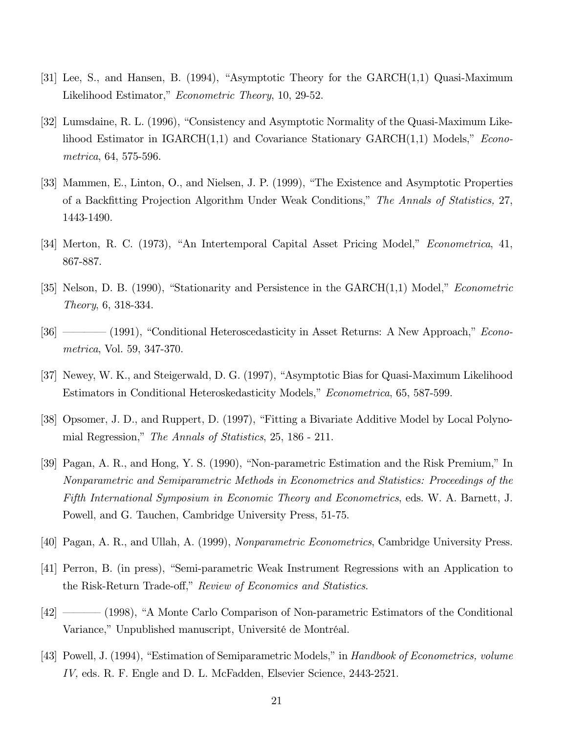[31] Lee, S., and Hansen, B. (1994), "Asymptotic Theory for the GARCH(1,1) Quasi-Maximum Likelihood Estimator," *Econometric Theory*, 10, 29-52.

[32] Lumsdaine, R. L. (1996), "Consistency and Asymptotic Normality of the Quasi-Maximum Likelihood Estimator in IGARCH(1,1) and Covariance Stationary GARCH(1,1) Models," *Econometrica*, 64, 575-596.

[33] Mammen, E., Linton, O., and Nielsen, J. P. (1999), "The Existence and Asymptotic Properties of a Backfitting Projection Algorithm Under Weak Conditions," *The Annals of Statistics,* 27, 1443-1490.

[34] Merton, R. C. (1973), "An Intertemporal Capital Asset Pricing Model," *Econometrica*, 41, 867-887.

[35] Nelson, D. B. (1990), "Stationarity and Persistence in the GARCH(1,1) Model," *Econometric Theory*, 6, 318-334.

[36] ———— (1991), "Conditional Heteroscedasticity in Asset Returns: A New Approach," *Econometrica*, Vol. 59, 347-370.

[37] Newey, W. K., and Steigerwald, D. G. (1997), "Asymptotic Bias for Quasi-Maximum Likelihood Estimators in Conditional Heteroskedasticity Models," *Econometrica*, 65, 587-599.

[38] Opsomer, J. D., and Ruppert, D. (1997), "Fitting a Bivariate Additive Model by Local Polynomial Regression," *The Annals of Statistics*, 25, 186 - 211.

[39] Pagan, A. R., and Hong, Y. S. (1990), "Non-parametric Estimation and the Risk Premium," In *Nonparametric and Semiparametric Methods in Econometrics and Statistics: Proceedings of the Fifth International Symposium in Economic Theory and Econometrics*, eds. W. A. Barnett, J. Powell, and G. Tauchen, Cambridge University Press, 51-75.

[40] Pagan, A. R., and Ullah, A. (1999), *Nonparametric Econometrics*, Cambridge University Press.

[41] Perron, B. (in press), "Semi-parametric Weak Instrument Regressions with an Application to the Risk-Return Trade-off," *Review of Economics and Statistics*.

[42] ——— (1998), "A Monte Carlo Comparison of Non-parametric Estimators of the Conditional Variance," Unpublished manuscript, Université de Montréal.

[43] Powell, J. (1994), "Estimation of Semiparametric Models," in *Handbook of Econometrics, volume IV,* eds. R. F. Engle and D. L. McFadden, Elsevier Science, 2443-2521.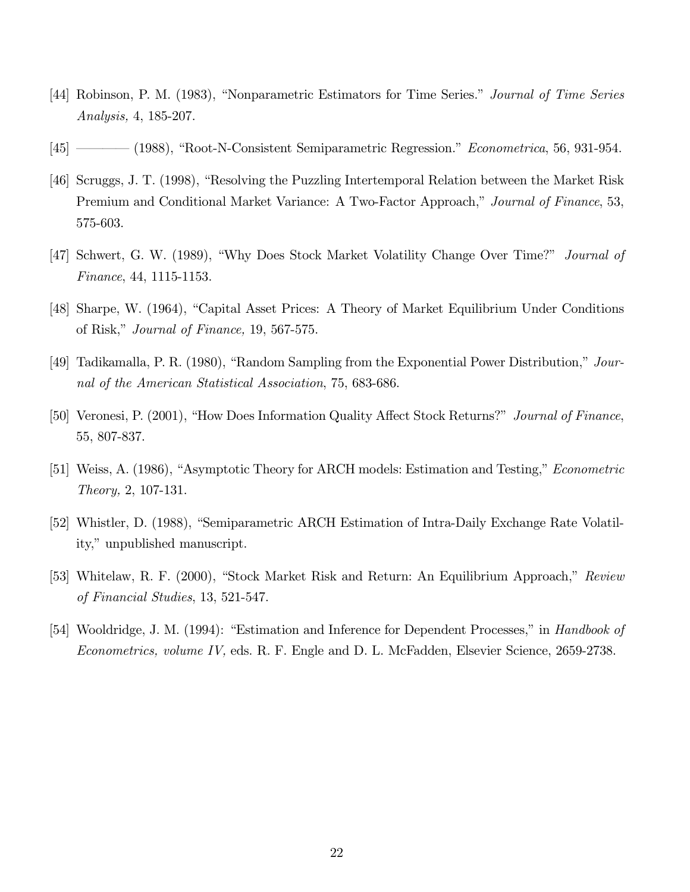[44] Robinson, P. M. (1983), "Nonparametric Estimators for Time Series." *Journal of Time Series Analysis,* 4, 185-207.

[45] ———— (1988), "Root-N-Consistent Semiparametric Regression." *Econometrica*, 56, 931-954.

[46] Scruggs, J. T. (1998), "Resolving the Puzzling Intertemporal Relation between the Market Risk Premium and Conditional Market Variance: A Two-Factor Approach," *Journal of Finance*, 53, 575-603.

[47] Schwert, G. W. (1989), "Why Does Stock Market Volatility Change Over Time?" *Journal of Finance*, 44, 1115-1153.

[48] Sharpe, W. (1964), "Capital Asset Prices: A Theory of Market Equilibrium Under Conditions of Risk," *Journal of Finance,* 19, 567-575.

[49] Tadikamalla, P. R. (1980), "Random Sampling from the Exponential Power Distribution," *Journal of the American Statistical Association*, 75, 683-686.

[50] Veronesi, P. (2001), "How Does Information Quality Affect Stock Returns?" *Journal of Finance*, 55, 807-837.

[51] Weiss, A. (1986), "Asymptotic Theory for ARCH models: Estimation and Testing," *Econometric Theory,* 2, 107-131.

[52] Whistler, D. (1988), "Semiparametric ARCH Estimation of Intra-Daily Exchange Rate Volatility," unpublished manuscript.

[53] Whitelaw, R. F. (2000), "Stock Market Risk and Return: An Equilibrium Approach," *Review of Financial Studies*, 13, 521-547.

[54] Wooldridge, J. M. (1994): "Estimation and Inference for Dependent Processes," in *Handbook of Econometrics, volume IV,* eds. R. F. Engle and D. L. McFadden, Elsevier Science, 2659-2738.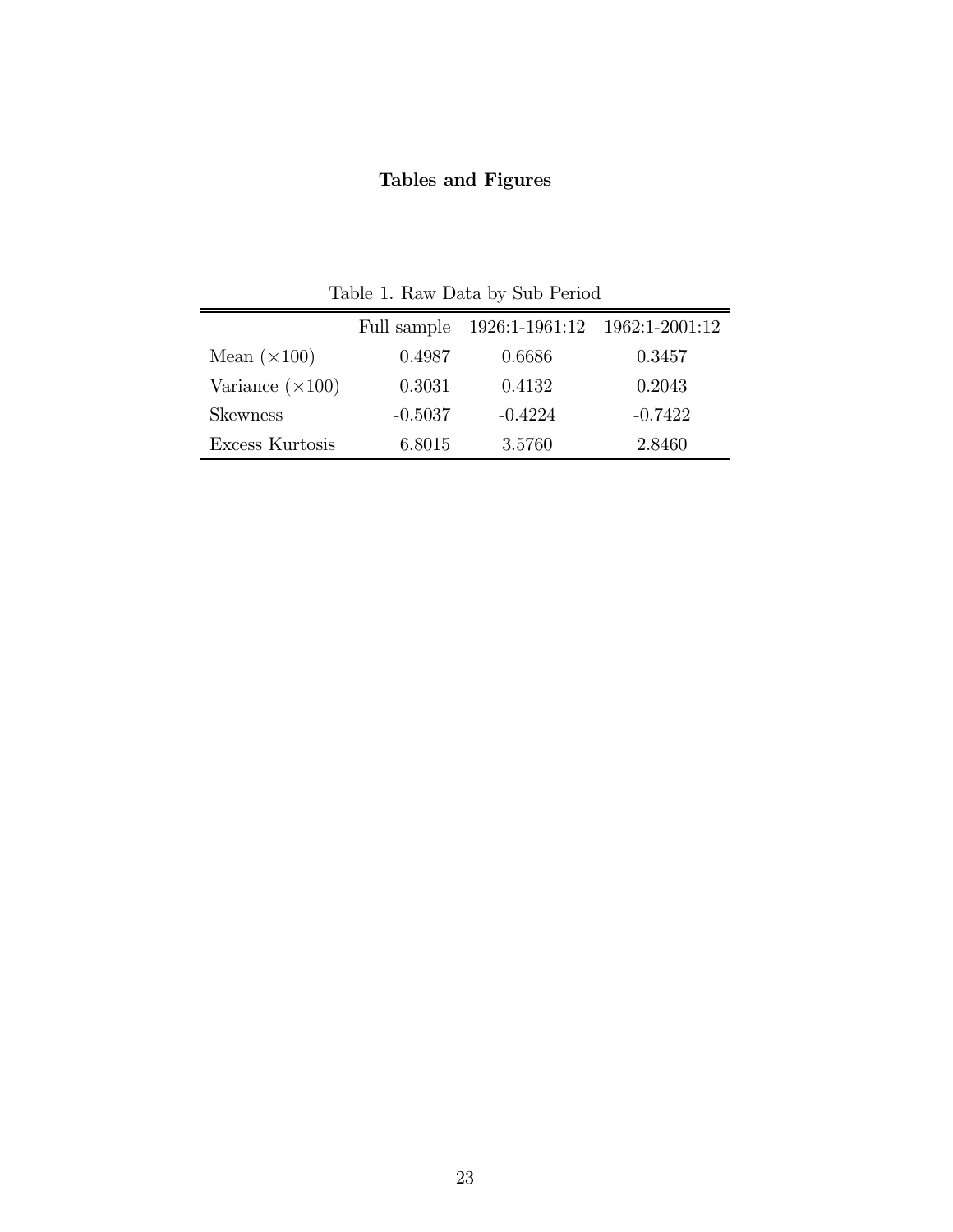## Tables and Figures

Table 1. Raw Data by Sub Period

| | Full sample | 1926:1-1961:12 | 1962:1-2001:12 |
|---|---|---|---|
| Mean ($\times$100) | 0.4987 | 0.6686 | 0.3457 |
| Variance ($\times$100) | 0.3031 | 0.4132 | 0.2043 |
| Skewness | -0.5037 | -0.4224 | -0.7422 |
| Excess Kurtosis | 6.8015 | 3.5760 | 2.8460 |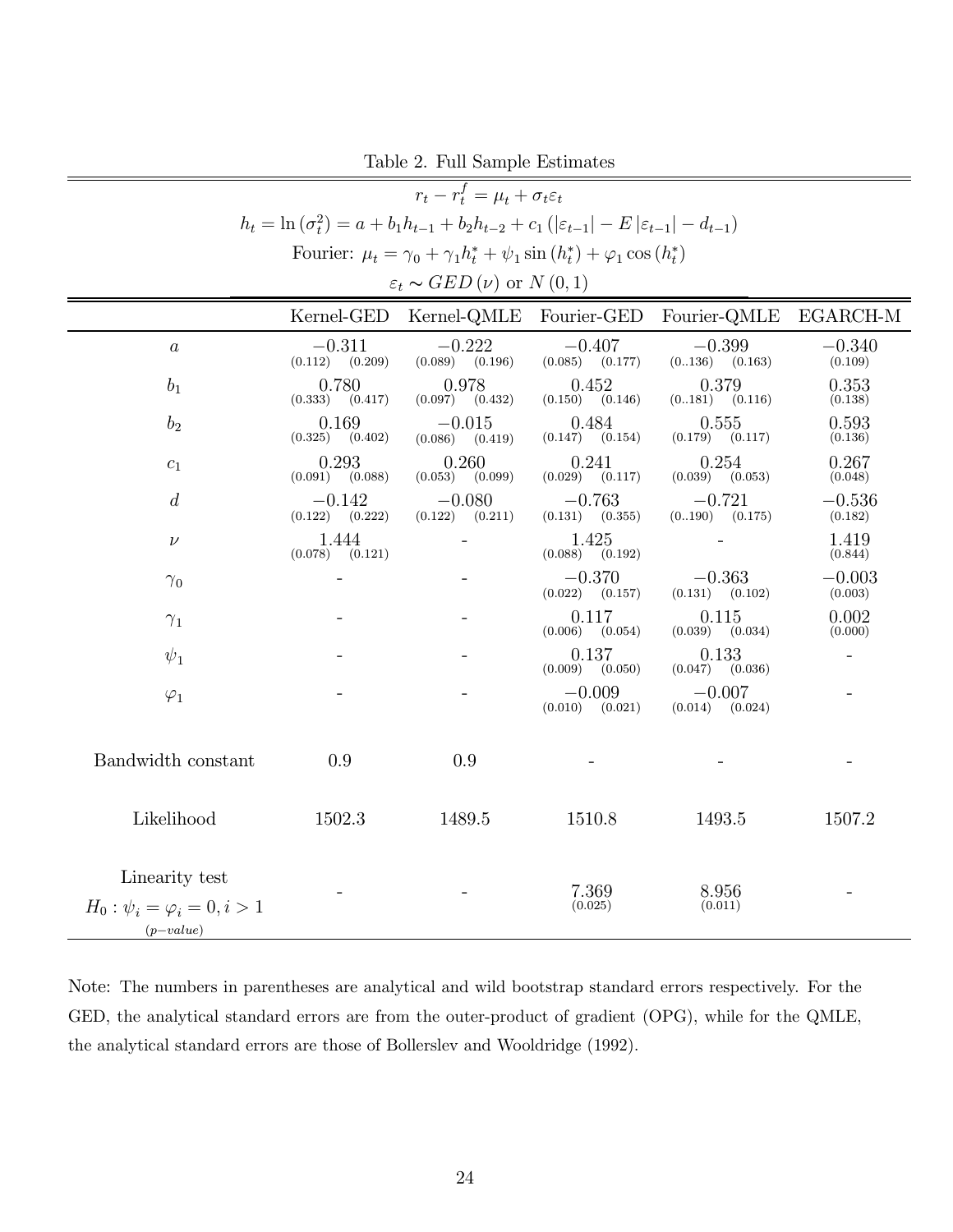Table 2. Full Sample Estimates

$$r_t - r_t^f = \mu_t + \sigma_t \varepsilon_t$$

$$h_t = \ln(\sigma_t^2) = a + b_1 h_{t-1} + b_2 h_{t-2} + c_1 (|\varepsilon_{t-1}| - E|\varepsilon_{t-1}| - d_{t-1})$$

$$\text{Fourier: } \mu_t = \gamma_0 + \gamma_1 h_t^* + \psi_1 \sin(h_t^*) + \varphi_1 \cos(h_t^*)$$

$$\varepsilon_t \sim GED(\nu) \text{ or } N(0,1)$$

| | Kernel-GED | Kernel-QMLE | Fourier-GED | Fourier-QMLE | EGARCH-M |
|---|---|---|---|---|---|
| $a$ | $-0.311$ (0.112) (0.209) | $-0.222$ (0.089) (0.196) | $-0.407$ (0.085) (0.177) | $-0.399$ (0..136) (0.163) | $-0.340$ (0.109) |
| $b_1$ | 0.780 (0.333) (0.417) | 0.978 (0.097) (0.432) | 0.452 (0.150) (0.146) | 0.379 (0..181) (0.116) | 0.353 (0.138) |
| $b_2$ | 0.169 (0.325) (0.402) | $-0.015$ (0.086) (0.419) | 0.484 (0.147) (0.154) | 0.555 (0.179) (0.117) | 0.593 (0.136) |
| $c_1$ | 0.293 (0.091) (0.088) | 0.260 (0.053) (0.099) | 0.241 (0.029) (0.117) | 0.254 (0.039) (0.053) | 0.267 (0.048) |
| $d$ | $-0.142$ (0.122) (0.222) | $-0.080$ (0.122) (0.211) | $-0.763$ (0.131) (0.355) | $-0.721$ (0..190) (0.175) | $-0.536$ (0.182) |
| $\nu$ | 1.444 (0.078) (0.121) | - | 1.425 (0.088) (0.192) | - | 1.419 (0.844) |
| $\gamma_0$ | - | - | $-0.370$ (0.022) (0.157) | $-0.363$ (0.131) (0.102) | $-0.003$ (0.003) |
| $\gamma_1$ | - | - | 0.117 (0.006) (0.054) | 0.115 (0.039) (0.034) | 0.002 (0.000) |
| $\psi_1$ | - | - | 0.137 (0.009) (0.050) | 0.133 (0.047) (0.036) | - |
| $\varphi_1$ | - | - | $-0.009$ (0.010) (0.021) | $-0.007$ (0.014) (0.024) | - |
| Bandwidth constant | 0.9 | 0.9 | - | - | - |
| Likelihood | 1502.3 | 1489.5 | 1510.8 | 1493.5 | 1507.2 |
| Linearity test $H_0: \psi_i = \varphi_i = 0, i > 1$ ($p-value$) | - | - | 7.369 (0.025) | 8.956 (0.011) | - |

Note: The numbers in parentheses are analytical and wild bootstrap standard errors respectively. For the GED, the analytical standard errors are from the outer-product of gradient (OPG), while for the QMLE, the analytical standard errors are those of Bollerslev and Wooldridge (1992).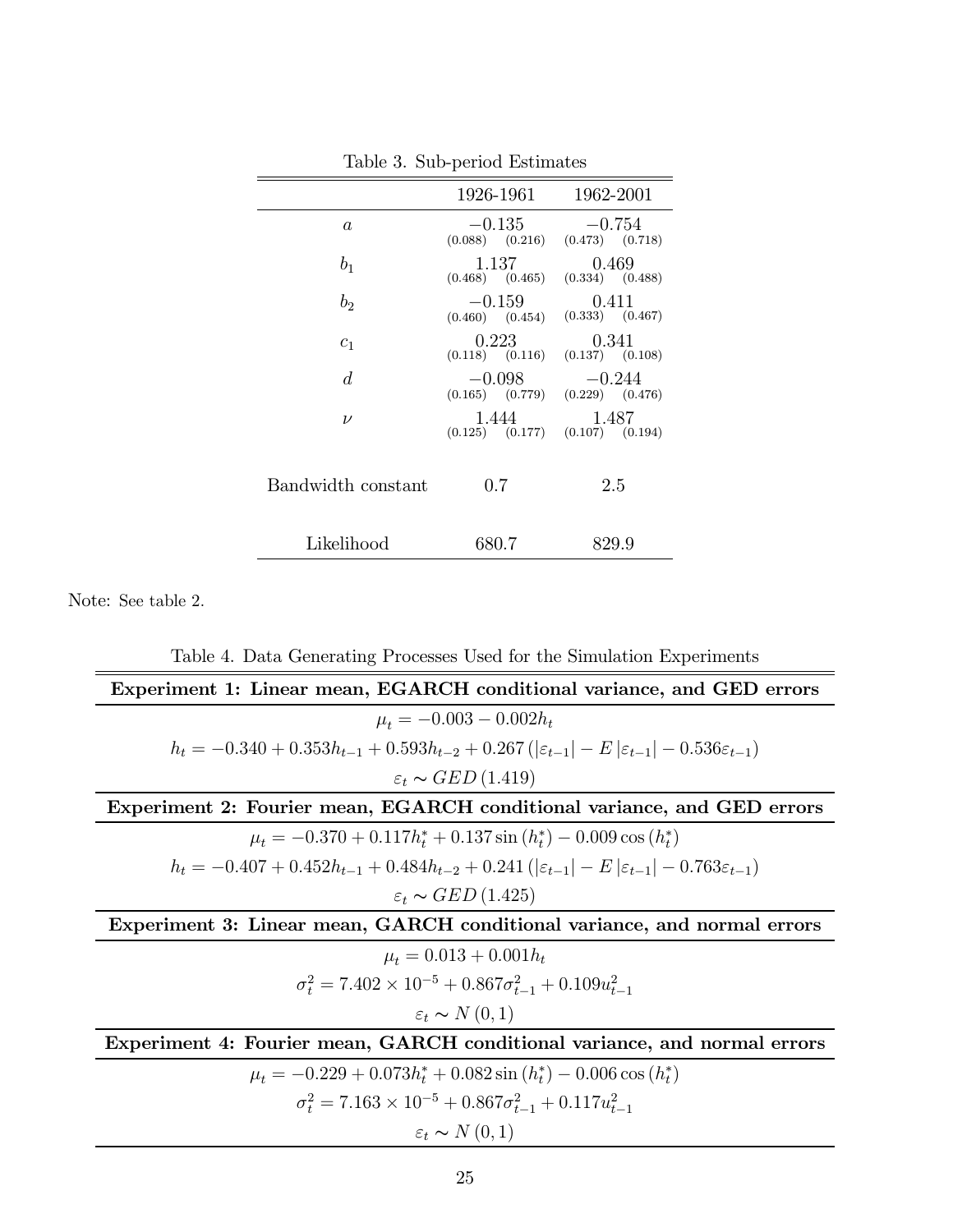Table 3. Sub-period Estimates

| | 1926-1961 | 1962-2001 |
|---|---|---|
| $a$ | $-0.135$ (0.088) (0.216) | $-0.754$ (0.473) (0.718) |
| $b_1$ | 1.137 (0.468) (0.465) | 0.469 (0.334) (0.488) |
| $b_2$ | $-0.159$ (0.460) (0.454) | 0.411 (0.333) (0.467) |
| $c_1$ | 0.223 (0.118) (0.116) | 0.341 (0.137) (0.108) |
| $d$ | $-0.098$ (0.165) (0.779) | $-0.244$ (0.229) (0.476) |
| $\nu$ | 1.444 (0.125) (0.177) | 1.487 (0.107) (0.194) |
| Bandwidth constant | 0.7 | 2.5 |
| Likelihood | 680.7 | 829.9 |

Note: See table 2.

Table 4. Data Generating Processes Used for the Simulation Experiments

**Experiment 1: Linear mean, EGARCH conditional variance, and GED errors**

$$\mu_t = -0.003 - 0.002 h_t$$

$$h_t = -0.340 + 0.353 h_{t-1} + 0.593 h_{t-2} + 0.267 \left( |\varepsilon_{t-1}| - E|\varepsilon_{t-1}| - 0.536 \varepsilon_{t-1} \right)$$

$$\varepsilon_t \sim GED\,(1.419)$$

**Experiment 2: Fourier mean, EGARCH conditional variance, and GED errors**

$$\mu_t = -0.370 + 0.117 h_t^* + 0.137 \sin(h_t^*) - 0.009 \cos(h_t^*)$$

$$h_t = -0.407 + 0.452 h_{t-1} + 0.484 h_{t-2} + 0.241 \left( |\varepsilon_{t-1}| - E|\varepsilon_{t-1}| - 0.763 \varepsilon_{t-1} \right)$$

$$\varepsilon_t \sim GED\,(1.425)$$

**Experiment 3: Linear mean, GARCH conditional variance, and normal errors**

$$\mu_t = 0.013 + 0.001 h_t$$

$$\sigma_t^2 = 7.402 \times 10^{-5} + 0.867 \sigma_{t-1}^2 + 0.109 u_{t-1}^2$$

$$\varepsilon_t \sim N(0,1)$$

**Experiment 4: Fourier mean, GARCH conditional variance, and normal errors**

$$\mu_t = -0.229 + 0.073 h_t^* + 0.082 \sin(h_t^*) - 0.006 \cos(h_t^*)$$

$$\sigma_t^2 = 7.163 \times 10^{-5} + 0.867 \sigma_{t-1}^2 + 0.117 u_{t-1}^2$$

$$\varepsilon_t \sim N(0,1)$$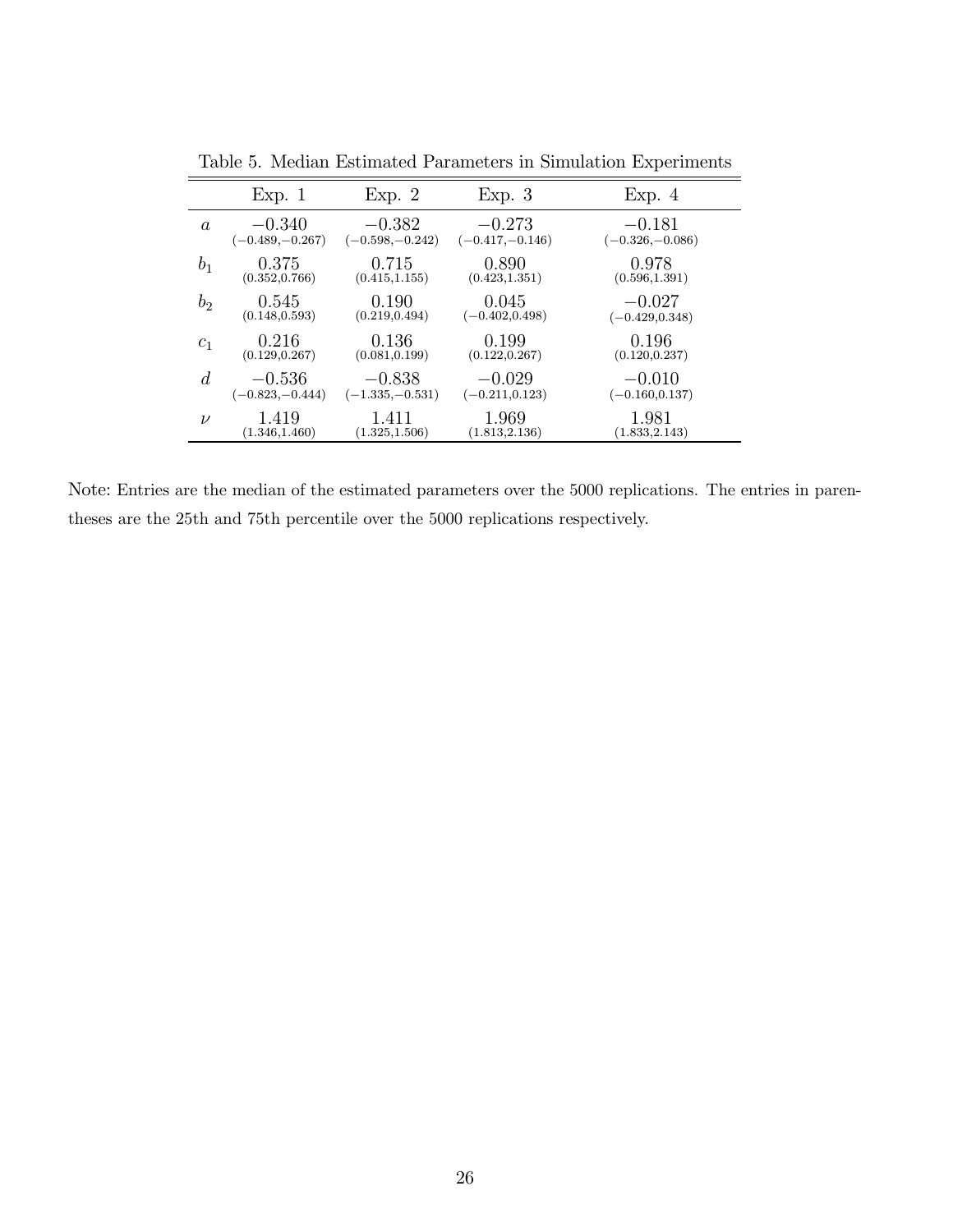Table 5. Median Estimated Parameters in Simulation Experiments

| | Exp. 1 | Exp. 2 | Exp. 3 | Exp. 4 |
|---|---|---|---|---|
| $a$ | $-0.340$<br>$(-0.489,-0.267)$ | $-0.382$<br>$(-0.598,-0.242)$ | $-0.273$<br>$(-0.417,-0.146)$ | $-0.181$<br>$(-0.326,-0.086)$ |
| $b_1$ | $0.375$<br>$(0.352,0.766)$ | $0.715$<br>$(0.415,1.155)$ | $0.890$<br>$(0.423,1.351)$ | $0.978$<br>$(0.596,1.391)$ |
| $b_2$ | $0.545$<br>$(0.148,0.593)$ | $0.190$<br>$(0.219,0.494)$ | $0.045$<br>$(-0.402,0.498)$ | $-0.027$<br>$(-0.429,0.348)$ |
| $c_1$ | $0.216$<br>$(0.129,0.267)$ | $0.136$<br>$(0.081,0.199)$ | $0.199$<br>$(0.122,0.267)$ | $0.196$<br>$(0.120,0.237)$ |
| $d$ | $-0.536$<br>$(-0.823,-0.444)$ | $-0.838$<br>$(-1.335,-0.531)$ | $-0.029$<br>$(-0.211,0.123)$ | $-0.010$<br>$(-0.160,0.137)$ |
| $\nu$ | $1.419$<br>$(1.346,1.460)$ | $1.411$<br>$(1.325,1.506)$ | $1.969$<br>$(1.813,2.136)$ | $1.981$<br>$(1.833,2.143)$ |

Note: Entries are the median of the estimated parameters over the 5000 replications. The entries in parentheses are the 25th and 75th percentile over the 5000 replications respectively.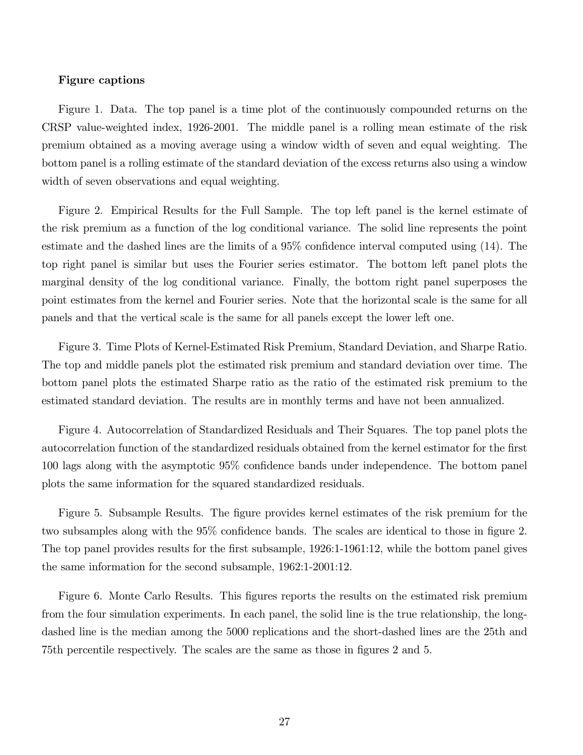**Figure captions**

Figure 1. Data. The top panel is a time plot of the continuously compounded returns on the CRSP value-weighted index, 1926-2001. The middle panel is a rolling mean estimate of the risk premium obtained as a moving average using a window width of seven and equal weighting. The bottom panel is a rolling estimate of the standard deviation of the excess returns also using a window width of seven observations and equal weighting.

Figure 2. Empirical Results for the Full Sample. The top left panel is the kernel estimate of the risk premium as a function of the log conditional variance. The solid line represents the point estimate and the dashed lines are the limits of a 95% confidence interval computed using (14). The top right panel is similar but uses the Fourier series estimator. The bottom left panel plots the marginal density of the log conditional variance. Finally, the bottom right panel superposes the point estimates from the kernel and Fourier series. Note that the horizontal scale is the same for all panels and that the vertical scale is the same for all panels except the lower left one.

Figure 3. Time Plots of Kernel-Estimated Risk Premium, Standard Deviation, and Sharpe Ratio. The top and middle panels plot the estimated risk premium and standard deviation over time. The bottom panel plots the estimated Sharpe ratio as the ratio of the estimated risk premium to the estimated standard deviation. The results are in monthly terms and have not been annualized.

Figure 4. Autocorrelation of Standardized Residuals and Their Squares. The top panel plots the autocorrelation function of the standardized residuals obtained from the kernel estimator for the first 100 lags along with the asymptotic 95% confidence bands under independence. The bottom panel plots the same information for the squared standardized residuals.

Figure 5. Subsample Results. The figure provides kernel estimates of the risk premium for the two subsamples along with the 95% confidence bands. The scales are identical to those in figure 2. The top panel provides results for the first subsample, 1926:1-1961:12, while the bottom panel gives the same information for the second subsample, 1962:1-2001:12.

Figure 6. Monte Carlo Results. This figures reports the results on the estimated risk premium from the four simulation experiments. In each panel, the solid line is the true relationship, the long-dashed line is the median among the 5000 replications and the short-dashed lines are the 25th and 75th percentile respectively. The scales are the same as those in figures 2 and 5.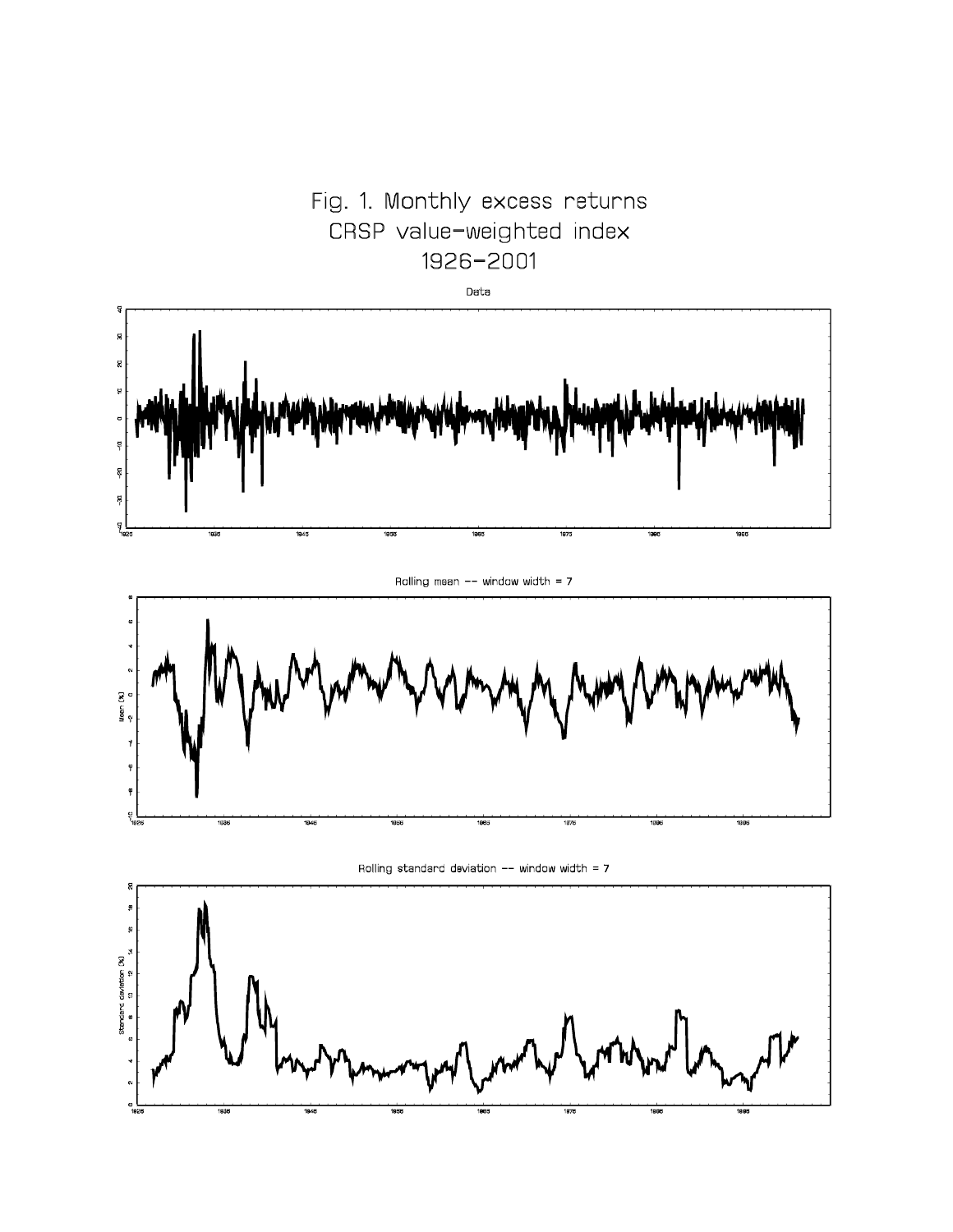# Fig. 1. Monthly excess returns
# CRSP value-weighted index
# 1926-2001

Data

Rolling mean -- window width = 7

Rolling standard deviation -- window width = 7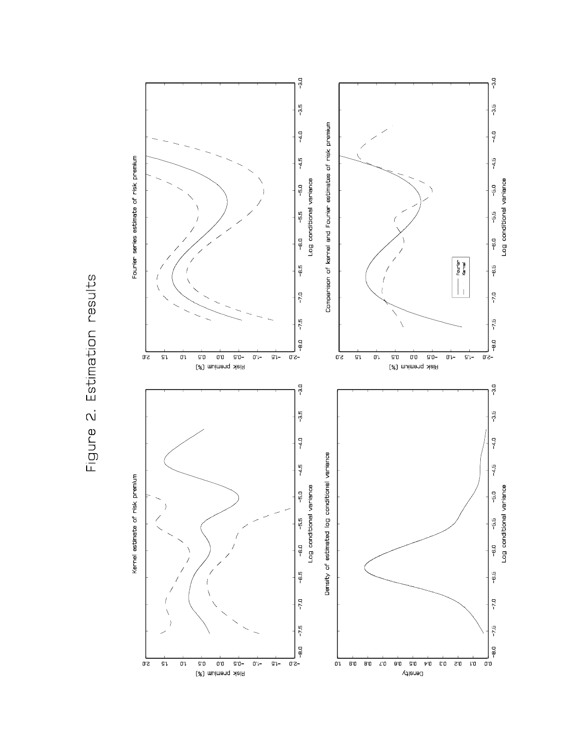# Figure 2. Estimation results

Kernel estimate of risk premium

Fourier series estimate of risk premium

Density of estimated log conditional variance

Comparison of kernel and Fourier estimates of risk premium

Fourier
Kernel

Risk premium (%)

Density

Log conditional variance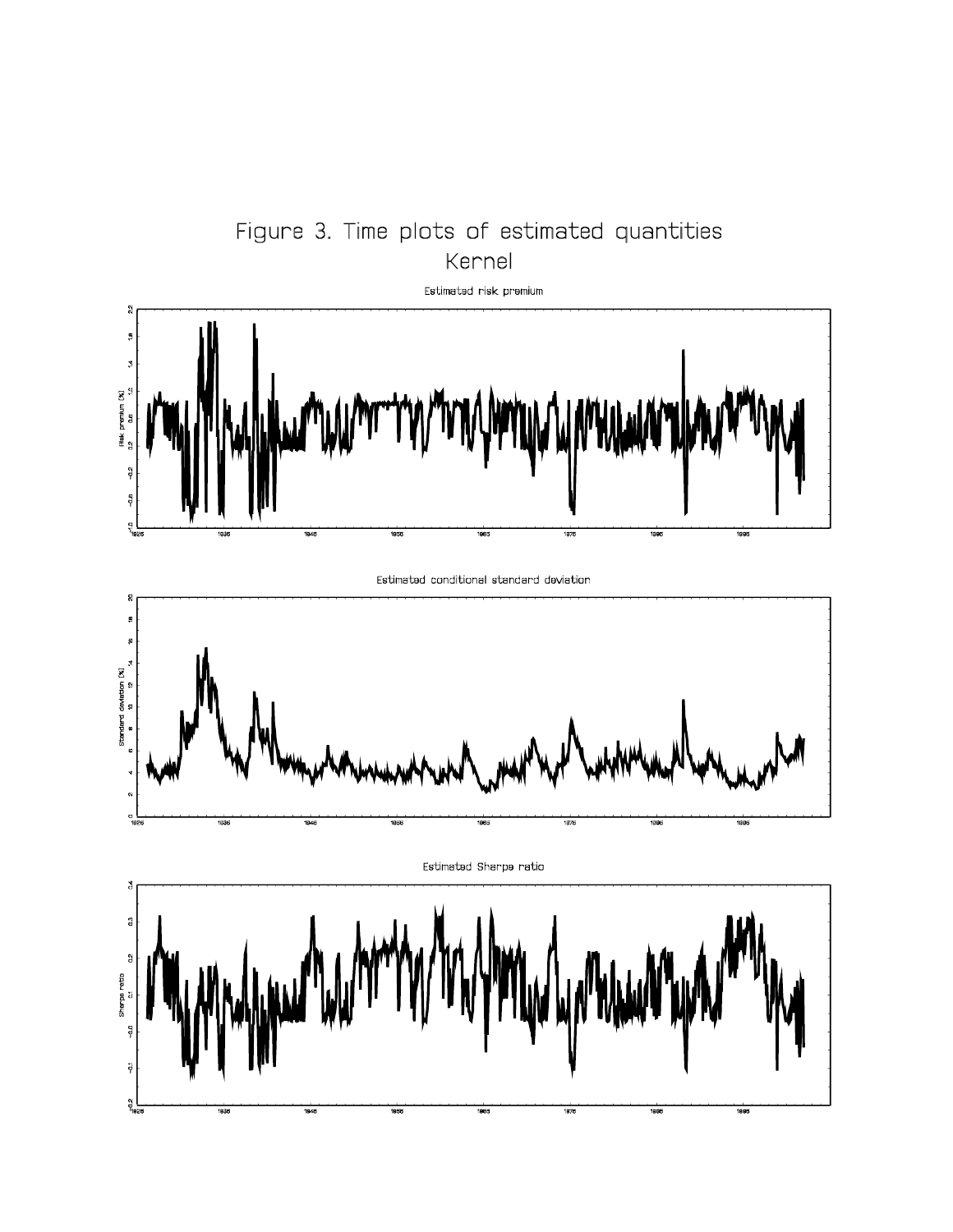# Figure 3. Time plots of estimated quantities
## Kernel

Estimated risk premium

Estimated conditional standard deviation

Estimated Sharpe ratio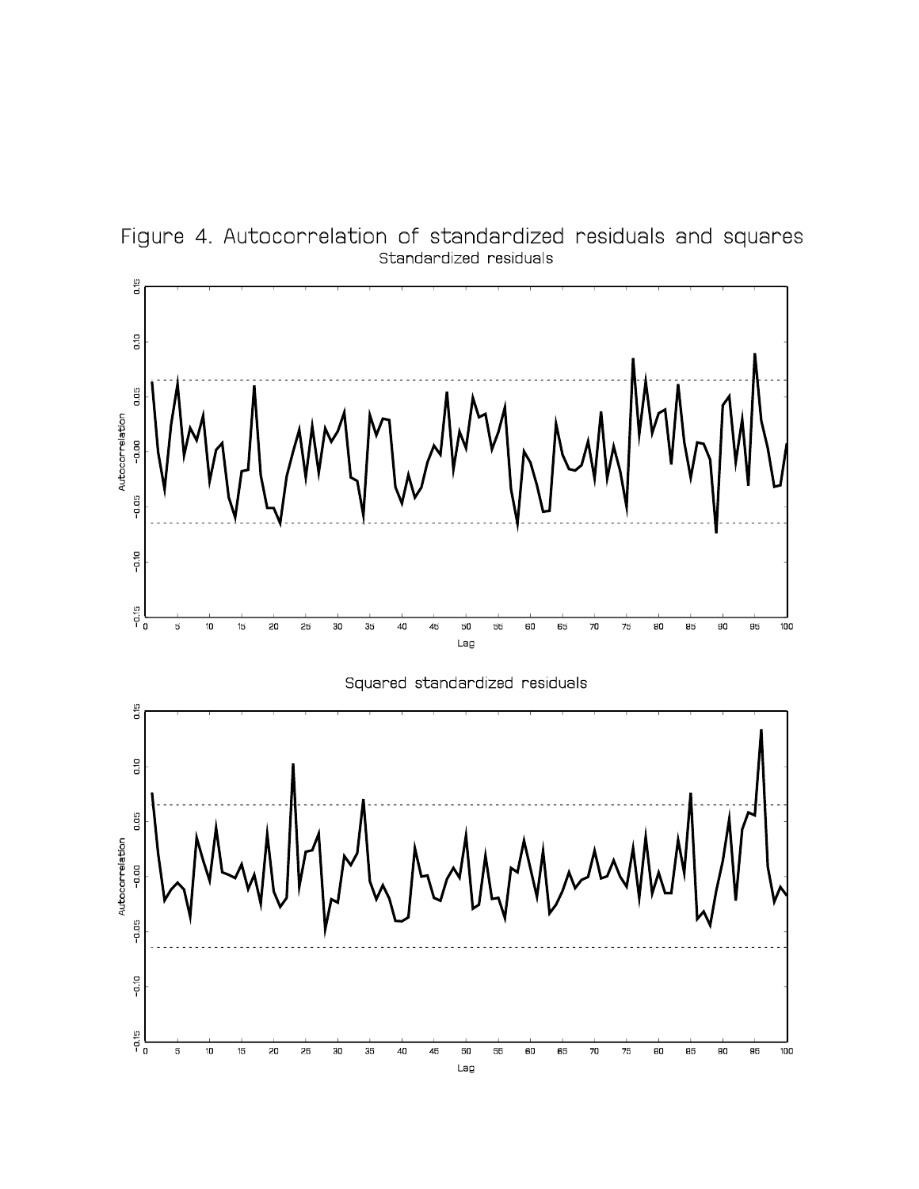# Figure 4. Autocorrelation of standardized residuals and squares

Standardized residuals

Squared standardized residuals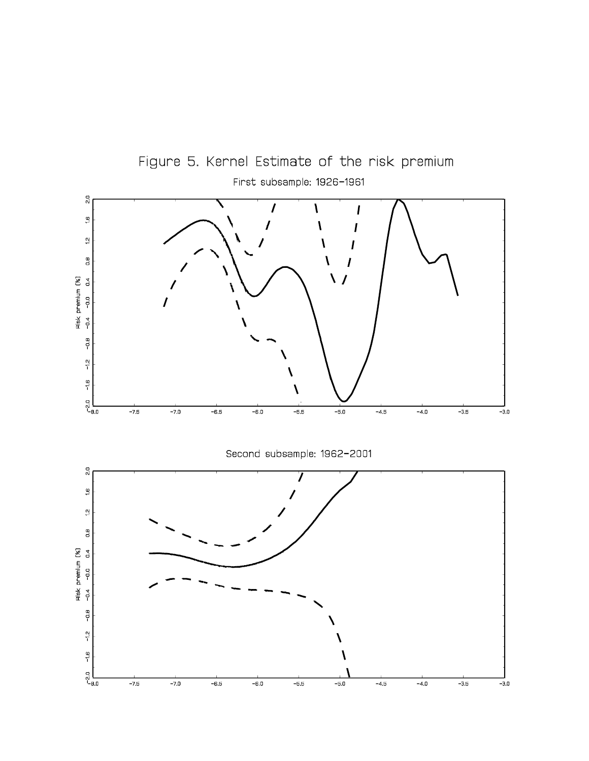# Figure 5. Kernel Estimate of the risk premium

First subsample: 1926–1961

Second subsample: 1962–2001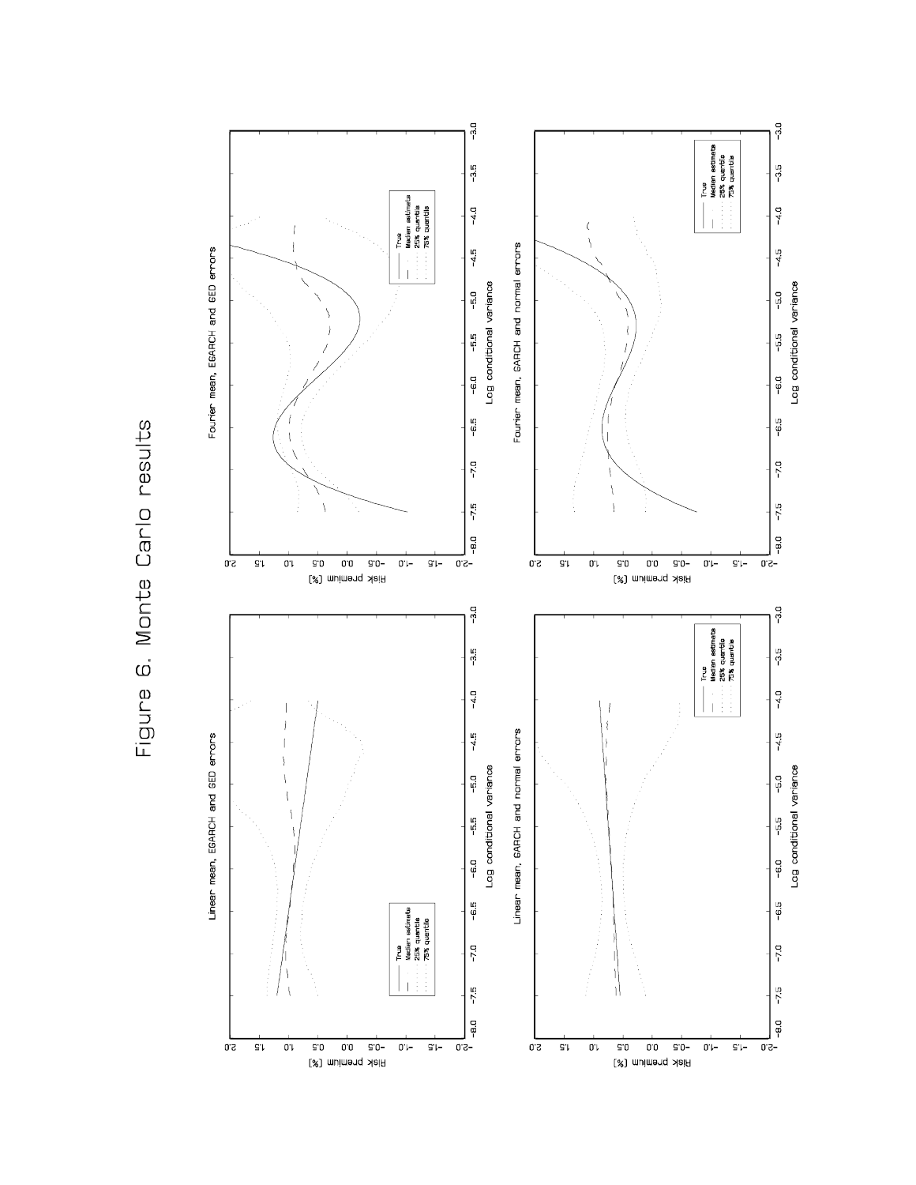# Figure 6. Monte Carlo results

Linear mean, EGARCH and GED errors

True
Median estimate
25% quantile
75% quantile

Risk premium (%)

2.0
1.5
1.0
0.5
0.0
-0.5
-1.0
-1.5
-2.0

-8.0 -7.5 -7.0 -6.5 -6.0 -5.5 -5.0 -4.5 -4.0 -3.5 -3.0

Log conditional variance

Fourier mean, EGARCH and GED errors

True
Median estimate
25% quantile
75% quantile

Risk premium (%)

2.0
1.5
1.0
0.5
0.0
-0.5
-1.0
-1.5
-2.0

-8.0 -7.5 -7.0 -6.5 -6.0 -5.5 -5.0 -4.5 -4.0 -3.5 -3.0

Log conditional variance

Linear mean, GARCH and normal errors

True
Median estimate
25% quantile
75% quantile

Risk premium (%)

2.0
1.5
1.0
0.5
0.0
-0.5
-1.0
-1.5
-2.0

-8.0 -7.5 -7.0 -6.5 -6.0 -5.5 -5.0 -4.5 -4.0 -3.5 -3.0

Log conditional variance

Fourier mean, GARCH and normal errors

True
Median estimate
25% quantile
75% quantile

Risk premium (%)

2.0
1.5
1.0
0.5
0.0
-0.5
-1.0
-1.5
-2.0

-8.0 -7.5 -7.0 -6.5 -6.0 -5.5 -5.0 -4.5 -4.0 -3.5 -3.0

Log conditional variance